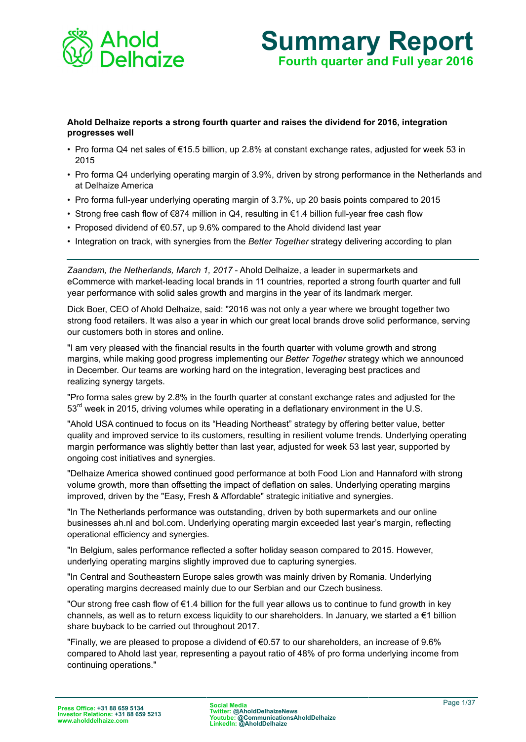# Summary Report

## Fourth quarter and Full year 2016

**Ahold Delhaize reports a strong fourth quarter and raises the dividend for 2016, integration progresses well**

- Pro forma Q4 net sales of €15.5 billion, up 2.8% at constant exchange rates, adjusted for week 53 in 2015
- Pro forma Q4 underlying operating margin of 3.9%, driven by strong performance in the Netherlands and at Delhaize America
- Pro forma full-year underlying operating margin of 3.7%, up 20 basis points compared to 2015
- Strong free cash flow of €874 million in Q4, resulting in €1.4 billion full-year free cash flow
- Proposed dividend of €0.57, up 9.6% compared to the Ahold dividend last year
- Integration on track, with synergies from the *Better Together* strategy delivering according to plan

---

*Zaandam, the Netherlands, March 1, 2017* - Ahold Delhaize, a leader in supermarkets and eCommerce with market-leading local brands in 11 countries, reported a strong fourth quarter and full year performance with solid sales growth and margins in the year of its landmark merger.

Dick Boer, CEO of Ahold Delhaize, said: "2016 was not only a year where we brought together two strong food retailers. It was also a year in which our great local brands drove solid performance, serving our customers both in stores and online.

"I am very pleased with the financial results in the fourth quarter with volume growth and strong margins, while making good progress implementing our *Better Together* strategy which we announced in December. Our teams are working hard on the integration, leveraging best practices and realizing synergy targets.

"Pro forma sales grew by 2.8% in the fourth quarter at constant exchange rates and adjusted for the 53rd week in 2015, driving volumes while operating in a deflationary environment in the U.S.

"Ahold USA continued to focus on its “Heading Northeast” strategy by offering better value, better quality and improved service to its customers, resulting in resilient volume trends. Underlying operating margin performance was slightly better than last year, adjusted for week 53 last year, supported by ongoing cost initiatives and synergies.

"Delhaize America showed continued good performance at both Food Lion and Hannaford with strong volume growth, more than offsetting the impact of deflation on sales. Underlying operating margins improved, driven by the "Easy, Fresh & Affordable" strategic initiative and synergies.

"In The Netherlands performance was outstanding, driven by both supermarkets and our online businesses ah.nl and bol.com. Underlying operating margin exceeded last year’s margin, reflecting operational efficiency and synergies.

"In Belgium, sales performance reflected a softer holiday season compared to 2015. However, underlying operating margins slightly improved due to capturing synergies.

"In Central and Southeastern Europe sales growth was mainly driven by Romania. Underlying operating margins decreased mainly due to our Serbian and our Czech business.

"Our strong free cash flow of €1.4 billion for the full year allows us to continue to fund growth in key channels, as well as to return excess liquidity to our shareholders. In January, we started a €1 billion share buyback to be carried out throughout 2017.

"Finally, we are pleased to propose a dividend of €0.57 to our shareholders, an increase of 9.6% compared to Ahold last year, representing a payout ratio of 48% of pro forma underlying income from continuing operations."

**Press Office: +31 88 659 5134**
**Investor Relations: +31 88 659 5213**
**www.aholddelhaize.com**

**Social Media**
**Twitter: @AholdDelhaizeNews**
**Youtube: @CommunicationsAholdDelhaize**
**LinkedIn: @AholdDelhaize**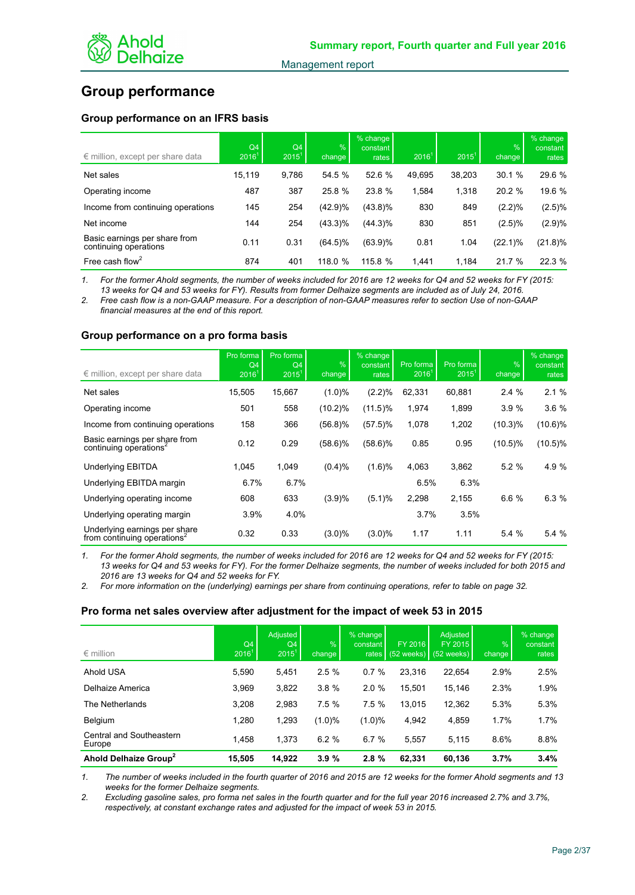# Group performance

## Group performance on an IFRS basis

| € million, except per share data | Q4 2016[1] | Q4 2015[1] | % change | % change constant rates | 2016[1] | 2015[1] | % change | % change constant rates |
|---|---|---|---|---|---|---|---|---|
| Net sales | 15,119 | 9,786 | 54.5 % | 52.6 % | 49,695 | 38,203 | 30.1 % | 29.6 % |
| Operating income | 487 | 387 | 25.8 % | 23.8 % | 1,584 | 1,318 | 20.2 % | 19.6 % |
| Income from continuing operations | 145 | 254 | (42.9)% | (43.8)% | 830 | 849 | (2.2)% | (2.5)% |
| Net income | 144 | 254 | (43.3)% | (44.3)% | 830 | 851 | (2.5)% | (2.9)% |
| Basic earnings per share from continuing operations | 0.11 | 0.31 | (64.5)% | (63.9)% | 0.81 | 1.04 | (22.1)% | (21.8)% |
| Free cash flow[2] | 874 | 401 | 118.0 % | 115.8 % | 1,441 | 1,184 | 21.7 % | 22.3 % |

1. *For the former Ahold segments, the number of weeks included for 2016 are 12 weeks for Q4 and 52 weeks for FY (2015: 13 weeks for Q4 and 53 weeks for FY). Results from former Delhaize segments are included as of July 24, 2016.*
2. *Free cash flow is a non-GAAP measure. For a description of non-GAAP measures refer to section Use of non-GAAP financial measures at the end of this report.*

## Group performance on a pro forma basis

| € million, except per share data | Pro forma Q4 2016[1] | Pro forma Q4 2015[1] | % change | % change constant rates | Pro forma 2016[1] | Pro forma 2015[1] | % change | % change constant rates |
|---|---|---|---|---|---|---|---|---|
| Net sales | 15,505 | 15,667 | (1.0)% | (2.2)% | 62,331 | 60,881 | 2.4 % | 2.1 % |
| Operating income | 501 | 558 | (10.2)% | (11.5)% | 1,974 | 1,899 | 3.9 % | 3.6 % |
| Income from continuing operations | 158 | 366 | (56.8)% | (57.5)% | 1,078 | 1,202 | (10.3)% | (10.6)% |
| Basic earnings per share from continuing operations[2] | 0.12 | 0.29 | (58.6)% | (58.6)% | 0.85 | 0.95 | (10.5)% | (10.5)% |
| Underlying EBITDA | 1,045 | 1,049 | (0.4)% | (1.6)% | 4,063 | 3,862 | 5.2 % | 4.9 % |
| Underlying EBITDA margin | 6.7% | 6.7% | | | 6.5% | 6.3% | | |
| Underlying operating income | 608 | 633 | (3.9)% | (5.1)% | 2,298 | 2,155 | 6.6 % | 6.3 % |
| Underlying operating margin | 3.9% | 4.0% | | | 3.7% | 3.5% | | |
| Underlying earnings per share from continuing operations[2] | 0.32 | 0.33 | (3.0)% | (3.0)% | 1.17 | 1.11 | 5.4 % | 5.4 % |

1. *For the former Ahold segments, the number of weeks included for 2016 are 12 weeks for Q4 and 52 weeks for FY (2015: 13 weeks for Q4 and 53 weeks for FY). For the former Delhaize segments, the number of weeks included for both 2015 and 2016 are 13 weeks for Q4 and 52 weeks for FY.*
2. *For more information on the (underlying) earnings per share from continuing operations, refer to table on page 32.*

## Pro forma net sales overview after adjustment for the impact of week 53 in 2015

| € million | Q4 2016[1] | Adjusted Q4 2015[1] | % change | % change constant rates | FY 2016 (52 weeks) | Adjusted FY 2015 (52 weeks) | % change | % change constant rates |
|---|---|---|---|---|---|---|---|---|
| Ahold USA | 5,590 | 5,451 | 2.5 % | 0.7 % | 23,316 | 22,654 | 2.9% | 2.5% |
| Delhaize America | 3,969 | 3,822 | 3.8 % | 2.0 % | 15,501 | 15,146 | 2.3% | 1.9% |
| The Netherlands | 3,208 | 2,983 | 7.5 % | 7.5 % | 13,015 | 12,362 | 5.3% | 5.3% |
| Belgium | 1,280 | 1,293 | (1.0)% | (1.0)% | 4,942 | 4,859 | 1.7% | 1.7% |
| Central and Southeastern Europe | 1,458 | 1,373 | 6.2 % | 6.7 % | 5,557 | 5,115 | 8.6% | 8.8% |
| **Ahold Delhaize Group[2]** | **15,505** | **14,922** | **3.9 %** | **2.8 %** | **62,331** | **60,136** | **3.7%** | **3.4%** |

1. *The number of weeks included in the fourth quarter of 2016 and 2015 are 12 weeks for the former Ahold segments and 13 weeks for the former Delhaize segments.*
2. *Excluding gasoline sales, pro forma net sales in the fourth quarter and for the full year 2016 increased 2.7% and 3.7%, respectively, at constant exchange rates and adjusted for the impact of week 53 in 2015.*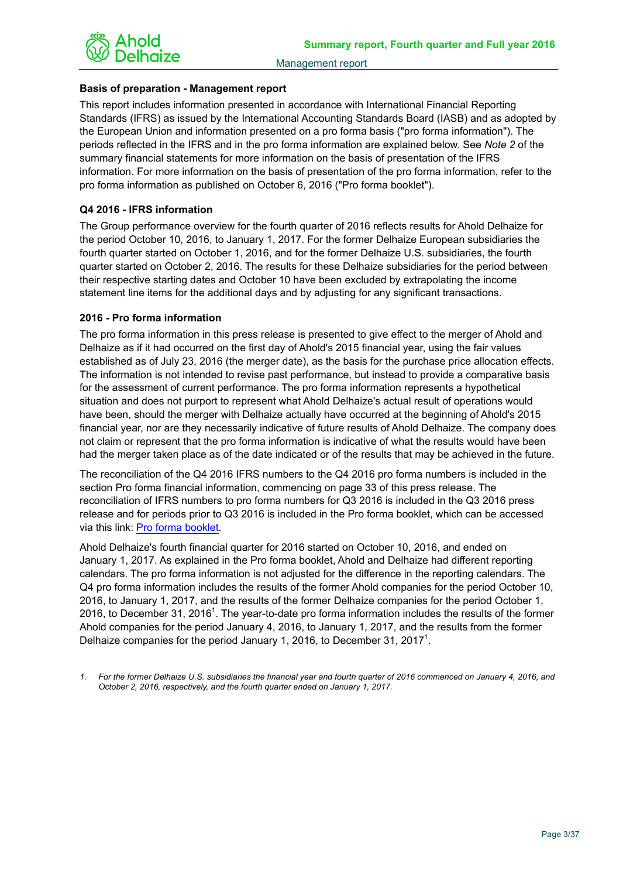### Basis of preparation - Management report

This report includes information presented in accordance with International Financial Reporting Standards (IFRS) as issued by the International Accounting Standards Board (IASB) and as adopted by the European Union and information presented on a pro forma basis ("pro forma information"). The periods reflected in the IFRS and in the pro forma information are explained below. See *Note 2* of the summary financial statements for more information on the basis of presentation of the IFRS information. For more information on the basis of presentation of the pro forma information, refer to the pro forma information as published on October 6, 2016 ("Pro forma booklet").

### Q4 2016 - IFRS information

The Group performance overview for the fourth quarter of 2016 reflects results for Ahold Delhaize for the period October 10, 2016, to January 1, 2017. For the former Delhaize European subsidiaries the fourth quarter started on October 1, 2016, and for the former Delhaize U.S. subsidiaries, the fourth quarter started on October 2, 2016. The results for these Delhaize subsidiaries for the period between their respective starting dates and October 10 have been excluded by extrapolating the income statement line items for the additional days and by adjusting for any significant transactions.

### 2016 - Pro forma information

The pro forma information in this press release is presented to give effect to the merger of Ahold and Delhaize as if it had occurred on the first day of Ahold's 2015 financial year, using the fair values established as of July 23, 2016 (the merger date), as the basis for the purchase price allocation effects. The information is not intended to revise past performance, but instead to provide a comparative basis for the assessment of current performance. The pro forma information represents a hypothetical situation and does not purport to represent what Ahold Delhaize's actual result of operations would have been, should the merger with Delhaize actually have occurred at the beginning of Ahold's 2015 financial year, nor are they necessarily indicative of future results of Ahold Delhaize. The company does not claim or represent that the pro forma information is indicative of what the results would have been had the merger taken place as of the date indicated or of the results that may be achieved in the future.

The reconciliation of the Q4 2016 IFRS numbers to the Q4 2016 pro forma numbers is included in the section Pro forma financial information, commencing on page 33 of this press release. The reconciliation of IFRS numbers to pro forma numbers for Q3 2016 is included in the Q3 2016 press release and for periods prior to Q3 2016 is included in the Pro forma booklet, which can be accessed via this link: Pro forma booklet.

Ahold Delhaize's fourth financial quarter for 2016 started on October 10, 2016, and ended on January 1, 2017. As explained in the Pro forma booklet, Ahold and Delhaize had different reporting calendars. The pro forma information is not adjusted for the difference in the reporting calendars. The Q4 pro forma information includes the results of the former Ahold companies for the period October 10, 2016, to January 1, 2017, and the results of the former Delhaize companies for the period October 1, 2016, to December 31, 2016[1]. The year-to-date pro forma information includes the results of the former Ahold companies for the period January 4, 2016, to January 1, 2017, and the results from the former Delhaize companies for the period January 1, 2016, to December 31, 2017[1].

1. *For the former Delhaize U.S. subsidiaries the financial year and fourth quarter of 2016 commenced on January 4, 2016, and October 2, 2016, respectively, and the fourth quarter ended on January 1, 2017.*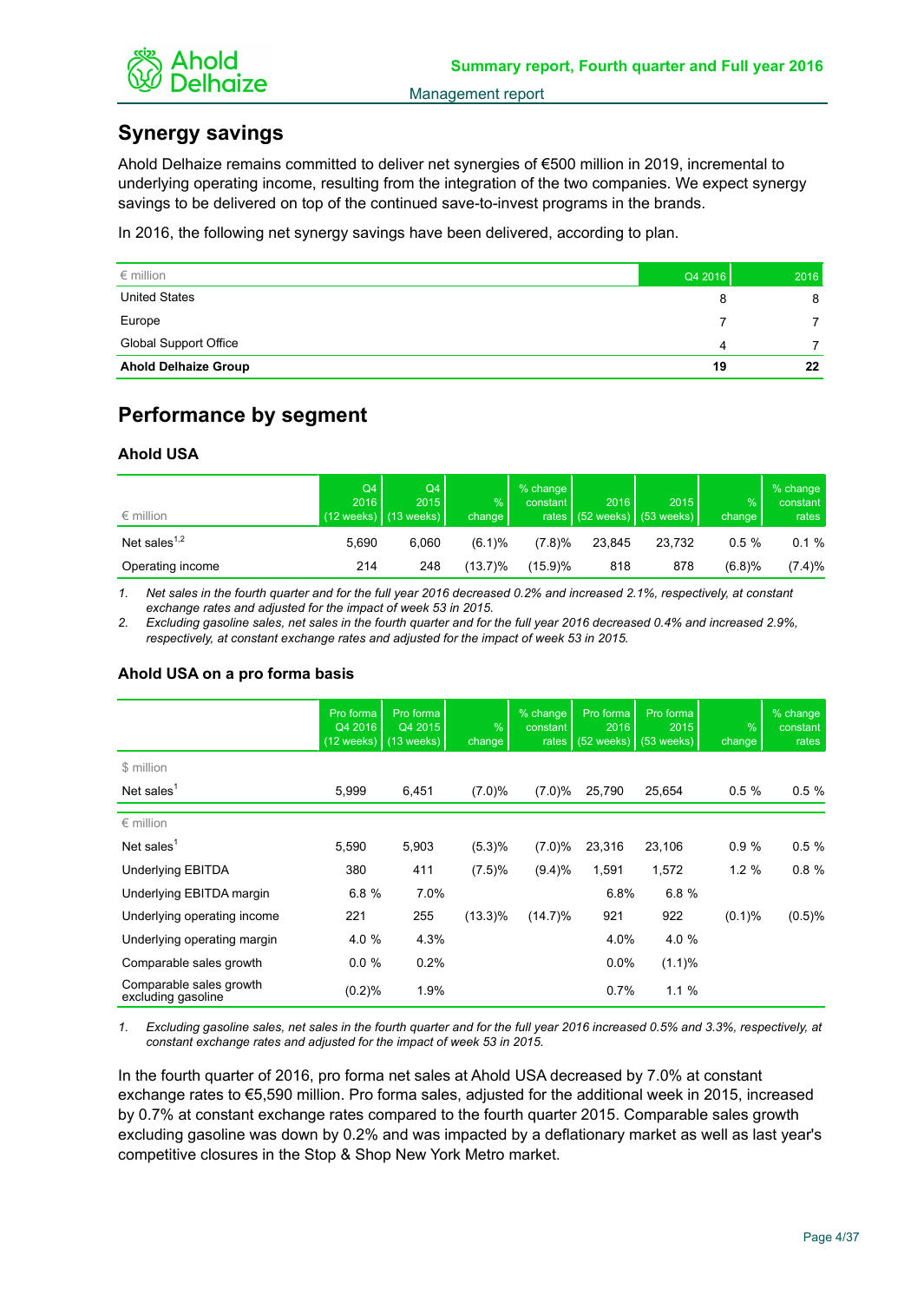## Synergy savings

Ahold Delhaize remains committed to deliver net synergies of €500 million in 2019, incremental to underlying operating income, resulting from the integration of the two companies. We expect synergy savings to be delivered on top of the continued save-to-invest programs in the brands.

In 2016, the following net synergy savings have been delivered, according to plan.

| € million | Q4 2016 | 2016 |
|---|---|---|
| United States | 8 | 8 |
| Europe | 7 | 7 |
| Global Support Office | 4 | 7 |
| **Ahold Delhaize Group** | **19** | **22** |

## Performance by segment

### Ahold USA

| € million | Q4 2016 (12 weeks) | Q4 2015 (13 weeks) | % change | % change constant rates | 2016 (52 weeks) | 2015 (53 weeks) | % change | % change constant rates |
|---|---|---|---|---|---|---|---|---|
| Net sales[1,2] | 5,690 | 6,060 | (6.1)% | (7.8)% | 23,845 | 23,732 | 0.5 % | 0.1 % |
| Operating income | 214 | 248 | (13.7)% | (15.9)% | 818 | 878 | (6.8)% | (7.4)% |

1. *Net sales in the fourth quarter and for the full year 2016 decreased 0.2% and increased 2.1%, respectively, at constant exchange rates and adjusted for the impact of week 53 in 2015.*
2. *Excluding gasoline sales, net sales in the fourth quarter and for the full year 2016 decreased 0.4% and increased 2.9%, respectively, at constant exchange rates and adjusted for the impact of week 53 in 2015.*

### Ahold USA on a pro forma basis

| | Pro forma Q4 2016 (12 weeks) | Pro forma Q4 2015 (13 weeks) | % change | % change constant rates | Pro forma 2016 (52 weeks) | Pro forma 2015 (53 weeks) | % change | % change constant rates |
|---|---|---|---|---|---|---|---|---|
| $ million | | | | | | | | |
| Net sales[1] | 5,999 | 6,451 | (7.0)% | (7.0)% | 25,790 | 25,654 | 0.5 % | 0.5 % |
| € million | | | | | | | | |
| Net sales[1] | 5,590 | 5,903 | (5.3)% | (7.0)% | 23,316 | 23,106 | 0.9 % | 0.5 % |
| Underlying EBITDA | 380 | 411 | (7.5)% | (9.4)% | 1,591 | 1,572 | 1.2 % | 0.8 % |
| Underlying EBITDA margin | 6.8 % | 7.0% | | | 6.8% | 6.8 % | | |
| Underlying operating income | 221 | 255 | (13.3)% | (14.7)% | 921 | 922 | (0.1)% | (0.5)% |
| Underlying operating margin | 4.0 % | 4.3% | | | 4.0% | 4.0 % | | |
| Comparable sales growth | 0.0 % | 0.2% | | | 0.0% | (1.1)% | | |
| Comparable sales growth excluding gasoline | (0.2)% | 1.9% | | | 0.7% | 1.1 % | | |

1. *Excluding gasoline sales, net sales in the fourth quarter and for the full year 2016 increased 0.5% and 3.3%, respectively, at constant exchange rates and adjusted for the impact of week 53 in 2015.*

In the fourth quarter of 2016, pro forma net sales at Ahold USA decreased by 7.0% at constant exchange rates to €5,590 million. Pro forma sales, adjusted for the additional week in 2015, increased by 0.7% at constant exchange rates compared to the fourth quarter 2015. Comparable sales growth excluding gasoline was down by 0.2% and was impacted by a deflationary market as well as last year's competitive closures in the Stop & Shop New York Metro market.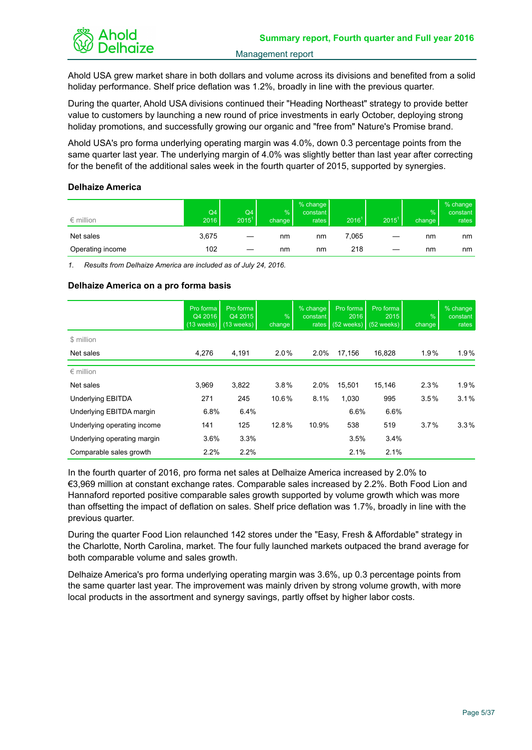Ahold USA grew market share in both dollars and volume across its divisions and benefited from a solid holiday performance. Shelf price deflation was 1.2%, broadly in line with the previous quarter.

During the quarter, Ahold USA divisions continued their "Heading Northeast" strategy to provide better value to customers by launching a new round of price investments in early October, deploying strong holiday promotions, and successfully growing our organic and "free from" Nature's Promise brand.

Ahold USA's pro forma underlying operating margin was 4.0%, down 0.3 percentage points from the same quarter last year. The underlying margin of 4.0% was slightly better than last year after correcting for the benefit of the additional sales week in the fourth quarter of 2015, supported by synergies.

### Delhaize America

| € million | Q4 2016 | Q4 2015[1] | % change | % change constant rates | 2016[1] | 2015[1] | % change | % change constant rates |
|---|---|---|---|---|---|---|---|---|
| Net sales | 3,675 | — | nm | nm | 7,065 | — | nm | nm |
| Operating income | 102 | — | nm | nm | 218 | — | nm | nm |

*1. Results from Delhaize America are included as of July 24, 2016.*

### Delhaize America on a pro forma basis

| | Pro forma Q4 2016 (13 weeks) | Pro forma Q4 2015 (13 weeks) | % change | % change constant rates | Pro forma 2016 (52 weeks) | Pro forma 2015 (52 weeks) | % change | % change constant rates |
|---|---|---|---|---|---|---|---|---|
| $ million | | | | | | | | |
| Net sales | 4,276 | 4,191 | 2.0% | 2.0% | 17,156 | 16,828 | 1.9% | 1.9% |
| € million | | | | | | | | |
| Net sales | 3,969 | 3,822 | 3.8% | 2.0% | 15,501 | 15,146 | 2.3% | 1.9% |
| Underlying EBITDA | 271 | 245 | 10.6% | 8.1% | 1,030 | 995 | 3.5% | 3.1% |
| Underlying EBITDA margin | 6.8% | 6.4% | | | 6.6% | 6.6% | | |
| Underlying operating income | 141 | 125 | 12.8% | 10.9% | 538 | 519 | 3.7% | 3.3% |
| Underlying operating margin | 3.6% | 3.3% | | | 3.5% | 3.4% | | |
| Comparable sales growth | 2.2% | 2.2% | | | 2.1% | 2.1% | | |

In the fourth quarter of 2016, pro forma net sales at Delhaize America increased by 2.0% to €3,969 million at constant exchange rates. Comparable sales increased by 2.2%. Both Food Lion and Hannaford reported positive comparable sales growth supported by volume growth which was more than offsetting the impact of deflation on sales. Shelf price deflation was 1.7%, broadly in line with the previous quarter.

During the quarter Food Lion relaunched 142 stores under the "Easy, Fresh & Affordable" strategy in the Charlotte, North Carolina, market. The four fully launched markets outpaced the brand average for both comparable volume and sales growth.

Delhaize America's pro forma underlying operating margin was 3.6%, up 0.3 percentage points from the same quarter last year. The improvement was mainly driven by strong volume growth, with more local products in the assortment and synergy savings, partly offset by higher labor costs.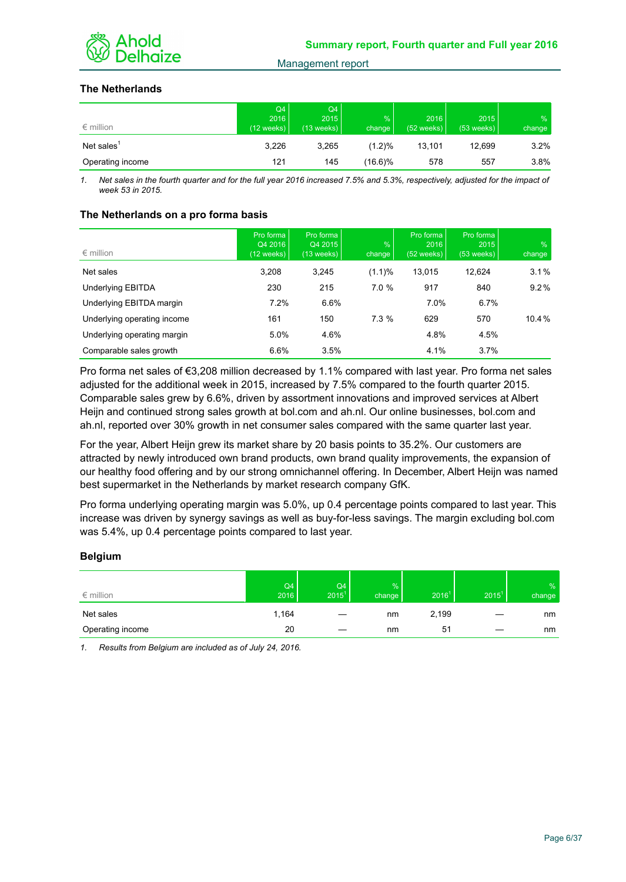### The Netherlands

| € million | Q4 2016 (12 weeks) | Q4 2015 (13 weeks) | % change | 2016 (52 weeks) | 2015 (53 weeks) | % change |
|---|---|---|---|---|---|---|
| Net sales[1] | 3,226 | 3,265 | (1.2)% | 13,101 | 12,699 | 3.2% |
| Operating income | 121 | 145 | (16.6)% | 578 | 557 | 3.8% |

1. *Net sales in the fourth quarter and for the full year 2016 increased 7.5% and 5.3%, respectively, adjusted for the impact of week 53 in 2015.*

### The Netherlands on a pro forma basis

| € million | Pro forma Q4 2016 (12 weeks) | Pro forma Q4 2015 (13 weeks) | % change | Pro forma 2016 (52 weeks) | Pro forma 2015 (53 weeks) | % change |
|---|---|---|---|---|---|---|
| Net sales | 3,208 | 3,245 | (1.1)% | 13,015 | 12,624 | 3.1% |
| Underlying EBITDA | 230 | 215 | 7.0 % | 917 | 840 | 9.2% |
| Underlying EBITDA margin | 7.2% | 6.6% | | 7.0% | 6.7% | |
| Underlying operating income | 161 | 150 | 7.3 % | 629 | 570 | 10.4% |
| Underlying operating margin | 5.0% | 4.6% | | 4.8% | 4.5% | |
| Comparable sales growth | 6.6% | 3.5% | | 4.1% | 3.7% | |

Pro forma net sales of €3,208 million decreased by 1.1% compared with last year. Pro forma net sales adjusted for the additional week in 2015, increased by 7.5% compared to the fourth quarter 2015. Comparable sales grew by 6.6%, driven by assortment innovations and improved services at Albert Heijn and continued strong sales growth at bol.com and ah.nl. Our online businesses, bol.com and ah.nl, reported over 30% growth in net consumer sales compared with the same quarter last year.

For the year, Albert Heijn grew its market share by 20 basis points to 35.2%. Our customers are attracted by newly introduced own brand products, own brand quality improvements, the expansion of our healthy food offering and by our strong omnichannel offering. In December, Albert Heijn was named best supermarket in the Netherlands by market research company GfK.

Pro forma underlying operating margin was 5.0%, up 0.4 percentage points compared to last year. This increase was driven by synergy savings as well as buy-for-less savings. The margin excluding bol.com was 5.4%, up 0.4 percentage points compared to last year.

### Belgium

| € million | Q4 2016 | Q4 2015[1] | % change | 2016[1] | 2015[1] | % change |
|---|---|---|---|---|---|---|
| Net sales | 1,164 | — | nm | 2,199 | — | nm |
| Operating income | 20 | — | nm | 51 | — | nm |

1. *Results from Belgium are included as of July 24, 2016.*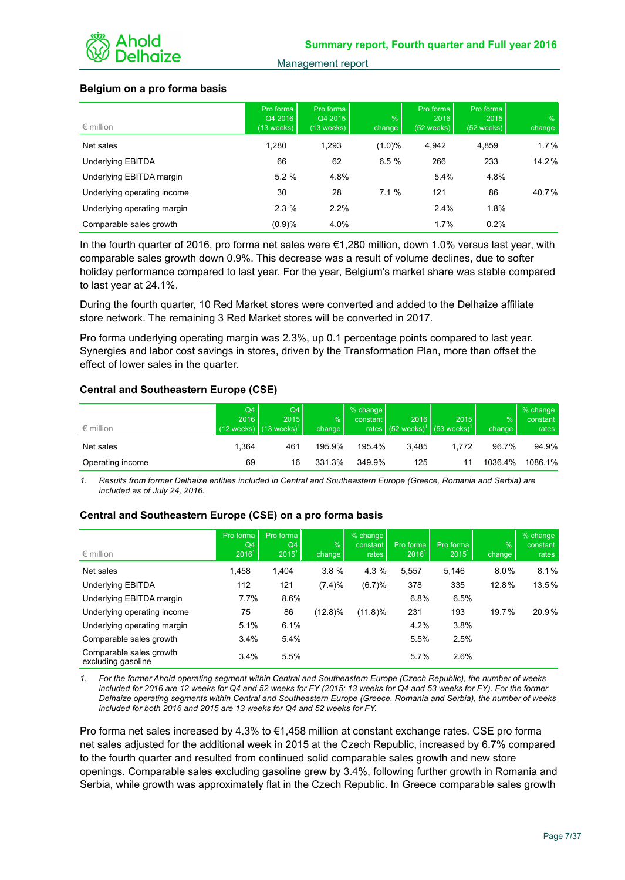## Belgium on a pro forma basis

| € million | Pro forma Q4 2016 (13 weeks) | Pro forma Q4 2015 (13 weeks) | % change | Pro forma 2016 (52 weeks) | Pro forma 2015 (52 weeks) | % change |
|---|---|---|---|---|---|---|
| Net sales | 1,280 | 1,293 | (1.0)% | 4,942 | 4,859 | 1.7% |
| Underlying EBITDA | 66 | 62 | 6.5 % | 266 | 233 | 14.2% |
| Underlying EBITDA margin | 5.2 % | 4.8% | | 5.4% | 4.8% | |
| Underlying operating income | 30 | 28 | 7.1 % | 121 | 86 | 40.7% |
| Underlying operating margin | 2.3 % | 2.2% | | 2.4% | 1.8% | |
| Comparable sales growth | (0.9)% | 4.0% | | 1.7% | 0.2% | |

In the fourth quarter of 2016, pro forma net sales were €1,280 million, down 1.0% versus last year, with comparable sales growth down 0.9%. This decrease was a result of volume declines, due to softer holiday performance compared to last year. For the year, Belgium's market share was stable compared to last year at 24.1%.

During the fourth quarter, 10 Red Market stores were converted and added to the Delhaize affiliate store network. The remaining 3 Red Market stores will be converted in 2017.

Pro forma underlying operating margin was 2.3%, up 0.1 percentage points compared to last year. Synergies and labor cost savings in stores, driven by the Transformation Plan, more than offset the effect of lower sales in the quarter.

## Central and Southeastern Europe (CSE)

| € million | Q4 2016 (12 weeks) | Q4 2015 (13 weeks)[1] | % change | % change constant rates | 2016 (52 weeks)[1] | 2015 (53 weeks)[1] | % change | % change constant rates |
|---|---|---|---|---|---|---|---|---|
| Net sales | 1,364 | 461 | 195.9% | 195.4% | 3,485 | 1,772 | 96.7% | 94.9% |
| Operating income | 69 | 16 | 331.3% | 349.9% | 125 | 11 | 1036.4% | 1086.1% |

1. *Results from former Delhaize entities included in Central and Southeastern Europe (Greece, Romania and Serbia) are included as of July 24, 2016.*

## Central and Southeastern Europe (CSE) on a pro forma basis

| € million | Pro forma Q4 2016[1] | Pro forma Q4 2015[1] | % change | % change constant rates | Pro forma 2016[1] | Pro forma 2015[1] | % change | % change constant rates |
|---|---|---|---|---|---|---|---|---|
| Net sales | 1,458 | 1,404 | 3.8 % | 4.3 % | 5,557 | 5,146 | 8.0% | 8.1% |
| Underlying EBITDA | 112 | 121 | (7.4)% | (6.7)% | 378 | 335 | 12.8% | 13.5% |
| Underlying EBITDA margin | 7.7% | 8.6% | | | 6.8% | 6.5% | | |
| Underlying operating income | 75 | 86 | (12.8)% | (11.8)% | 231 | 193 | 19.7% | 20.9% |
| Underlying operating margin | 5.1% | 6.1% | | | 4.2% | 3.8% | | |
| Comparable sales growth | 3.4% | 5.4% | | | 5.5% | 2.5% | | |
| Comparable sales growth excluding gasoline | 3.4% | 5.5% | | | 5.7% | 2.6% | | |

1. *For the former Ahold operating segment within Central and Southeastern Europe (Czech Republic), the number of weeks included for 2016 are 12 weeks for Q4 and 52 weeks for FY (2015: 13 weeks for Q4 and 53 weeks for FY). For the former Delhaize operating segments within Central and Southeastern Europe (Greece, Romania and Serbia), the number of weeks included for both 2016 and 2015 are 13 weeks for Q4 and 52 weeks for FY.*

Pro forma net sales increased by 4.3% to €1,458 million at constant exchange rates. CSE pro forma net sales adjusted for the additional week in 2015 at the Czech Republic, increased by 6.7% compared to the fourth quarter and resulted from continued solid comparable sales growth and new store openings. Comparable sales excluding gasoline grew by 3.4%, following further growth in Romania and Serbia, while growth was approximately flat in the Czech Republic. In Greece comparable sales growth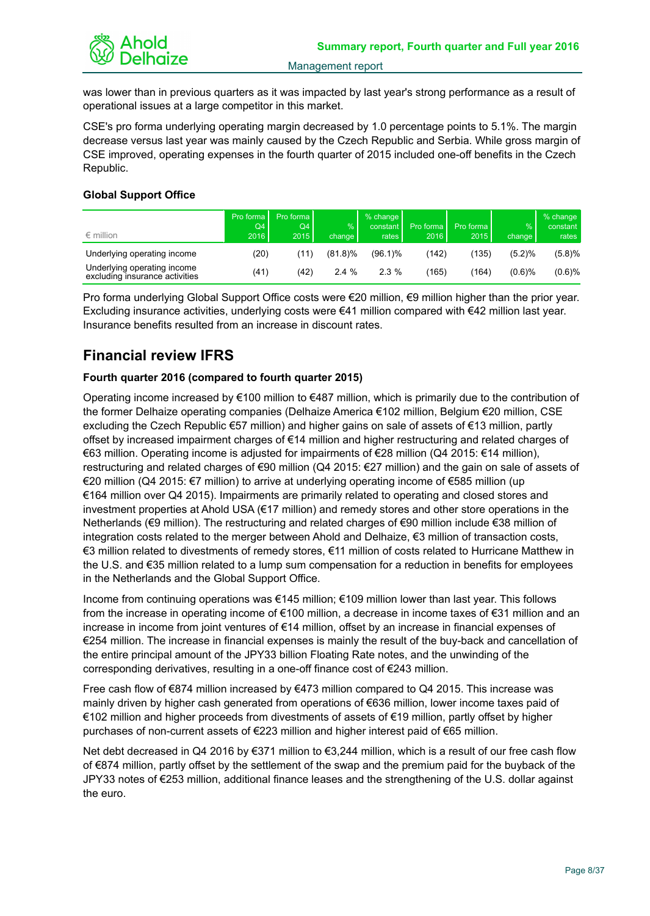was lower than in previous quarters as it was impacted by last year's strong performance as a result of operational issues at a large competitor in this market.

CSE's pro forma underlying operating margin decreased by 1.0 percentage points to 5.1%. The margin decrease versus last year was mainly caused by the Czech Republic and Serbia. While gross margin of CSE improved, operating expenses in the fourth quarter of 2015 included one-off benefits in the Czech Republic.

#### Global Support Office

| € million | Pro forma Q4 2016 | Pro forma Q4 2015 | % change | % change constant rates | Pro forma 2016 | Pro forma 2015 | % change | % change constant rates |
|---|---|---|---|---|---|---|---|---|
| Underlying operating income | (20) | (11) | (81.8)% | (96.1)% | (142) | (135) | (5.2)% | (5.8)% |
| Underlying operating income excluding insurance activities | (41) | (42) | 2.4 % | 2.3 % | (165) | (164) | (0.6)% | (0.6)% |

Pro forma underlying Global Support Office costs were €20 million, €9 million higher than the prior year. Excluding insurance activities, underlying costs were €41 million compared with €42 million last year. Insurance benefits resulted from an increase in discount rates.

## Financial review IFRS

#### Fourth quarter 2016 (compared to fourth quarter 2015)

Operating income increased by €100 million to €487 million, which is primarily due to the contribution of the former Delhaize operating companies (Delhaize America €102 million, Belgium €20 million, CSE excluding the Czech Republic €57 million) and higher gains on sale of assets of €13 million, partly offset by increased impairment charges of €14 million and higher restructuring and related charges of €63 million. Operating income is adjusted for impairments of €28 million (Q4 2015: €14 million), restructuring and related charges of €90 million (Q4 2015: €27 million) and the gain on sale of assets of €20 million (Q4 2015: €7 million) to arrive at underlying operating income of €585 million (up €164 million over Q4 2015). Impairments are primarily related to operating and closed stores and investment properties at Ahold USA (€17 million) and remedy stores and other store operations in the Netherlands (€9 million). The restructuring and related charges of €90 million include €38 million of integration costs related to the merger between Ahold and Delhaize, €3 million of transaction costs, €3 million related to divestments of remedy stores, €11 million of costs related to Hurricane Matthew in the U.S. and €35 million related to a lump sum compensation for a reduction in benefits for employees in the Netherlands and the Global Support Office.

Income from continuing operations was €145 million; €109 million lower than last year. This follows from the increase in operating income of €100 million, a decrease in income taxes of €31 million and an increase in income from joint ventures of €14 million, offset by an increase in financial expenses of €254 million. The increase in financial expenses is mainly the result of the buy-back and cancellation of the entire principal amount of the JPY33 billion Floating Rate notes, and the unwinding of the corresponding derivatives, resulting in a one-off finance cost of €243 million.

Free cash flow of €874 million increased by €473 million compared to Q4 2015. This increase was mainly driven by higher cash generated from operations of €636 million, lower income taxes paid of €102 million and higher proceeds from divestments of assets of €19 million, partly offset by higher purchases of non-current assets of €223 million and higher interest paid of €65 million.

Net debt decreased in Q4 2016 by €371 million to €3,244 million, which is a result of our free cash flow of €874 million, partly offset by the settlement of the swap and the premium paid for the buyback of the JPY33 notes of €253 million, additional finance leases and the strengthening of the U.S. dollar against the euro.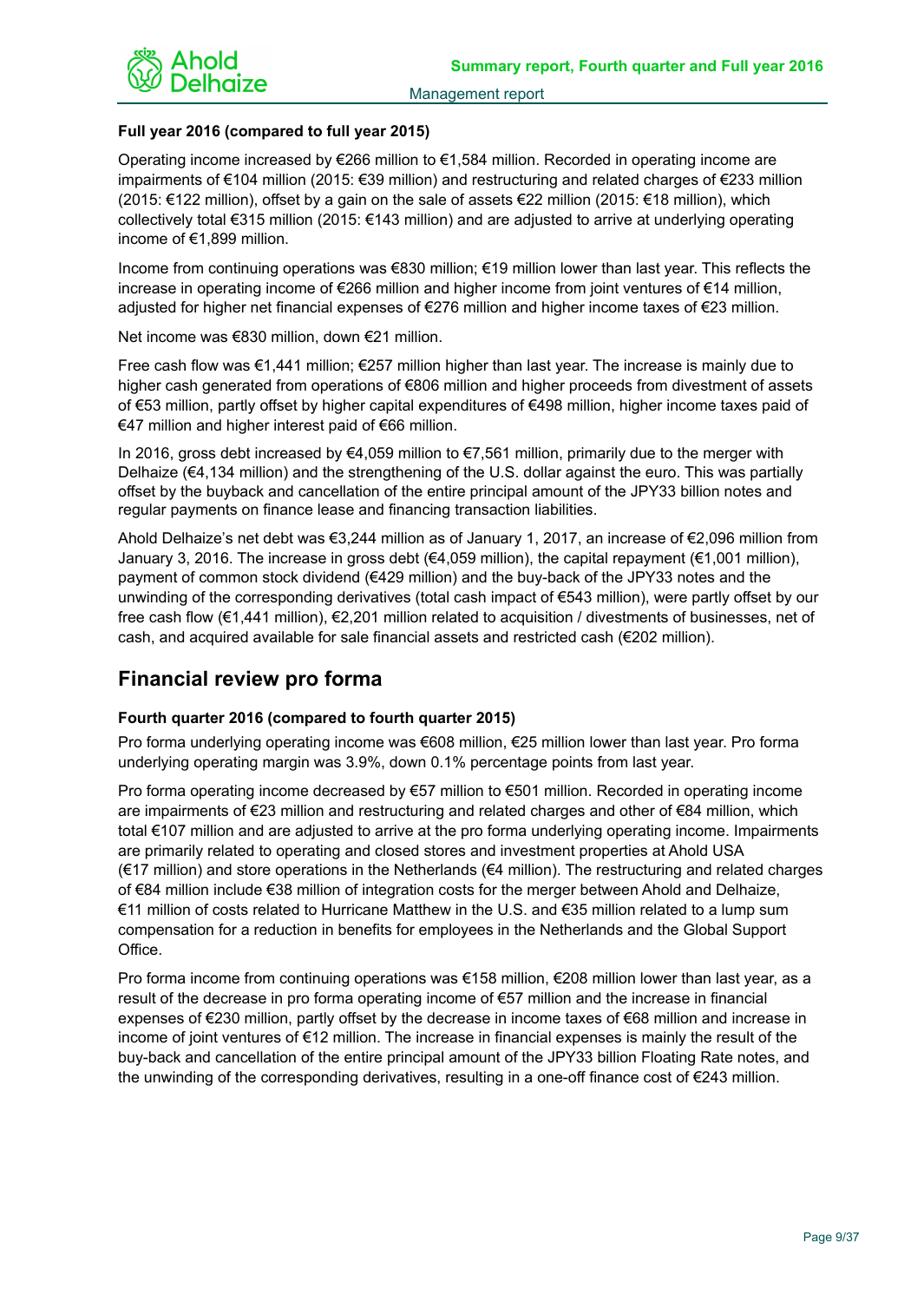**Full year 2016 (compared to full year 2015)**

Operating income increased by €266 million to €1,584 million. Recorded in operating income are impairments of €104 million (2015: €39 million) and restructuring and related charges of €233 million (2015: €122 million), offset by a gain on the sale of assets €22 million (2015: €18 million), which collectively total €315 million (2015: €143 million) and are adjusted to arrive at underlying operating income of €1,899 million.

Income from continuing operations was €830 million; €19 million lower than last year. This reflects the increase in operating income of €266 million and higher income from joint ventures of €14 million, adjusted for higher net financial expenses of €276 million and higher income taxes of €23 million.

Net income was €830 million, down €21 million.

Free cash flow was €1,441 million; €257 million higher than last year. The increase is mainly due to higher cash generated from operations of €806 million and higher proceeds from divestment of assets of €53 million, partly offset by higher capital expenditures of €498 million, higher income taxes paid of €47 million and higher interest paid of €66 million.

In 2016, gross debt increased by €4,059 million to €7,561 million, primarily due to the merger with Delhaize (€4,134 million) and the strengthening of the U.S. dollar against the euro. This was partially offset by the buyback and cancellation of the entire principal amount of the JPY33 billion notes and regular payments on finance lease and financing transaction liabilities.

Ahold Delhaize's net debt was €3,244 million as of January 1, 2017, an increase of €2,096 million from January 3, 2016. The increase in gross debt (€4,059 million), the capital repayment (€1,001 million), payment of common stock dividend (€429 million) and the buy-back of the JPY33 notes and the unwinding of the corresponding derivatives (total cash impact of €543 million), were partly offset by our free cash flow (€1,441 million), €2,201 million related to acquisition / divestments of businesses, net of cash, and acquired available for sale financial assets and restricted cash (€202 million).

## Financial review pro forma

**Fourth quarter 2016 (compared to fourth quarter 2015)**

Pro forma underlying operating income was €608 million, €25 million lower than last year. Pro forma underlying operating margin was 3.9%, down 0.1% percentage points from last year.

Pro forma operating income decreased by €57 million to €501 million. Recorded in operating income are impairments of €23 million and restructuring and related charges and other of €84 million, which total €107 million and are adjusted to arrive at the pro forma underlying operating income. Impairments are primarily related to operating and closed stores and investment properties at Ahold USA (€17 million) and store operations in the Netherlands (€4 million). The restructuring and related charges of €84 million include €38 million of integration costs for the merger between Ahold and Delhaize, €11 million of costs related to Hurricane Matthew in the U.S. and €35 million related to a lump sum compensation for a reduction in benefits for employees in the Netherlands and the Global Support Office.

Pro forma income from continuing operations was €158 million, €208 million lower than last year, as a result of the decrease in pro forma operating income of €57 million and the increase in financial expenses of €230 million, partly offset by the decrease in income taxes of €68 million and increase in income of joint ventures of €12 million. The increase in financial expenses is mainly the result of the buy-back and cancellation of the entire principal amount of the JPY33 billion Floating Rate notes, and the unwinding of the corresponding derivatives, resulting in a one-off finance cost of €243 million.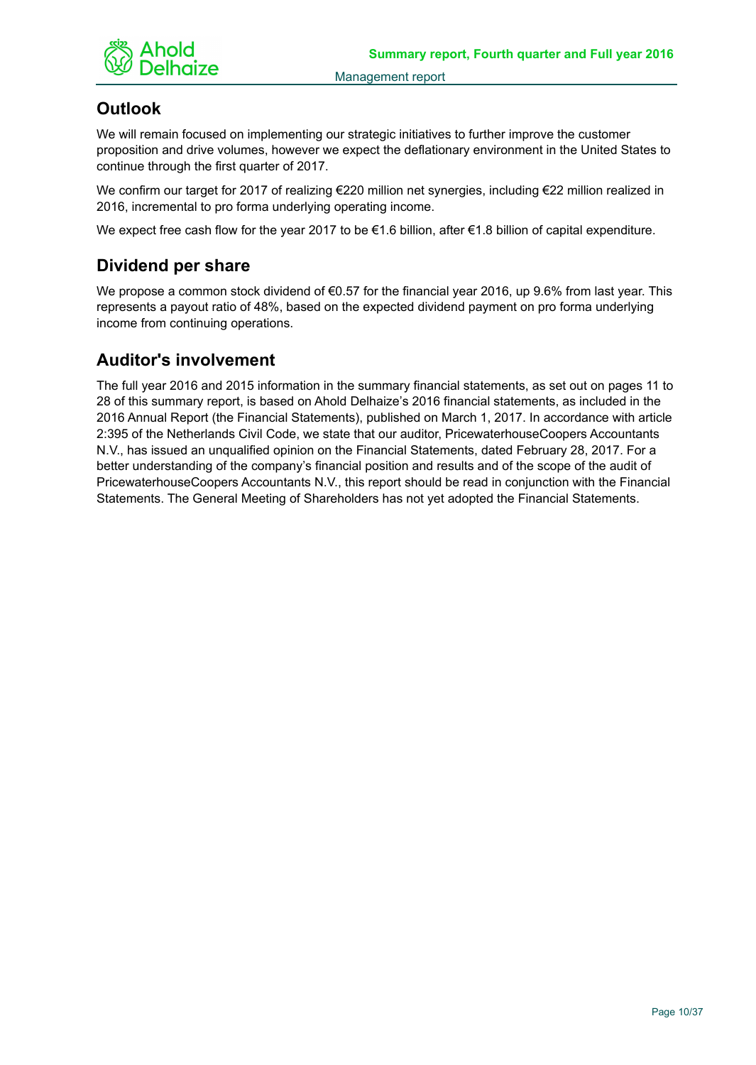## Outlook

We will remain focused on implementing our strategic initiatives to further improve the customer proposition and drive volumes, however we expect the deflationary environment in the United States to continue through the first quarter of 2017.

We confirm our target for 2017 of realizing €220 million net synergies, including €22 million realized in 2016, incremental to pro forma underlying operating income.

We expect free cash flow for the year 2017 to be €1.6 billion, after €1.8 billion of capital expenditure.

## Dividend per share

We propose a common stock dividend of €0.57 for the financial year 2016, up 9.6% from last year. This represents a payout ratio of 48%, based on the expected dividend payment on pro forma underlying income from continuing operations.

## Auditor's involvement

The full year 2016 and 2015 information in the summary financial statements, as set out on pages 11 to 28 of this summary report, is based on Ahold Delhaize's 2016 financial statements, as included in the 2016 Annual Report (the Financial Statements), published on March 1, 2017. In accordance with article 2:395 of the Netherlands Civil Code, we state that our auditor, PricewaterhouseCoopers Accountants N.V., has issued an unqualified opinion on the Financial Statements, dated February 28, 2017. For a better understanding of the company's financial position and results and of the scope of the audit of PricewaterhouseCoopers Accountants N.V., this report should be read in conjunction with the Financial Statements. The General Meeting of Shareholders has not yet adopted the Financial Statements.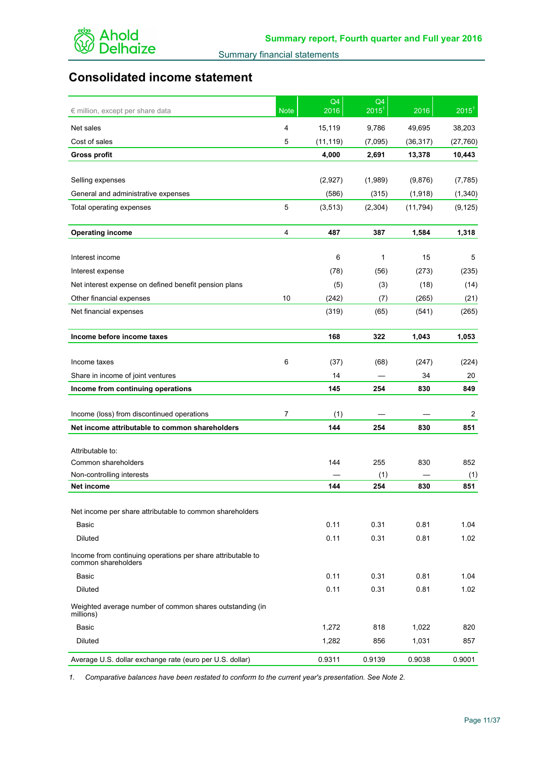# Consolidated income statement

| € million, except per share data | Note | Q4 2016 | Q4 2015[1] | 2016 | 2015[1] |
|---|---|---|---|---|---|
| Net sales | 4 | 15,119 | 9,786 | 49,695 | 38,203 |
| Cost of sales | 5 | (11,119) | (7,095) | (36,317) | (27,760) |
| **Gross profit** | | **4,000** | **2,691** | **13,378** | **10,443** |
| Selling expenses | | (2,927) | (1,989) | (9,876) | (7,785) |
| General and administrative expenses | | (586) | (315) | (1,918) | (1,340) |
| Total operating expenses | 5 | (3,513) | (2,304) | (11,794) | (9,125) |
| **Operating income** | 4 | **487** | **387** | **1,584** | **1,318** |
| Interest income | | 6 | 1 | 15 | 5 |
| Interest expense | | (78) | (56) | (273) | (235) |
| Net interest expense on defined benefit pension plans | | (5) | (3) | (18) | (14) |
| Other financial expenses | 10 | (242) | (7) | (265) | (21) |
| Net financial expenses | | (319) | (65) | (541) | (265) |
| **Income before income taxes** | | **168** | **322** | **1,043** | **1,053** |
| Income taxes | 6 | (37) | (68) | (247) | (224) |
| Share in income of joint ventures | | 14 | — | 34 | 20 |
| **Income from continuing operations** | | **145** | **254** | **830** | **849** |
| Income (loss) from discontinued operations | 7 | (1) | — | — | 2 |
| **Net income attributable to common shareholders** | | **144** | **254** | **830** | **851** |
| Attributable to: | | | | | |
| Common shareholders | | 144 | 255 | 830 | 852 |
| Non-controlling interests | | — | (1) | — | (1) |
| **Net income** | | **144** | **254** | **830** | **851** |
| Net income per share attributable to common shareholders | | | | | |
| Basic | | 0.11 | 0.31 | 0.81 | 1.04 |
| Diluted | | 0.11 | 0.31 | 0.81 | 1.02 |
| Income from continuing operations per share attributable to common shareholders | | | | | |
| Basic | | 0.11 | 0.31 | 0.81 | 1.04 |
| Diluted | | 0.11 | 0.31 | 0.81 | 1.02 |
| Weighted average number of common shares outstanding (in millions) | | | | | |
| Basic | | 1,272 | 818 | 1,022 | 820 |
| Diluted | | 1,282 | 856 | 1,031 | 857 |
| Average U.S. dollar exchange rate (euro per U.S. dollar) | | 0.9311 | 0.9139 | 0.9038 | 0.9001 |

1. *Comparative balances have been restated to conform to the current year's presentation. See Note 2.*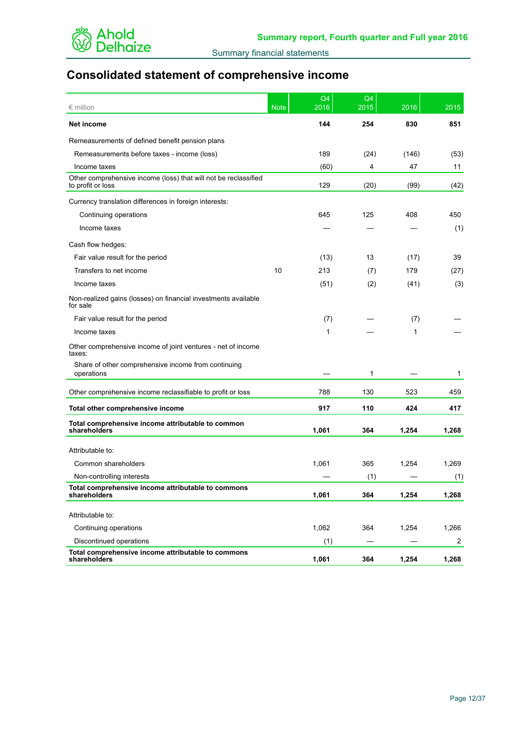# Consolidated statement of comprehensive income

| € million | Note | Q4 2016 | Q4 2015 | 2016 | 2015 |
|---|---|---|---|---|---|
| **Net income** | | **144** | **254** | **830** | **851** |
| Remeasurements of defined benefit pension plans | | | | | |
| Remeasurements before taxes - income (loss) | | 189 | (24) | (146) | (53) |
| Income taxes | | (60) | 4 | 47 | 11 |
| Other comprehensive income (loss) that will not be reclassified to profit or loss | | 129 | (20) | (99) | (42) |
| Currency translation differences in foreign interests: | | | | | |
| Continuing operations | | 645 | 125 | 408 | 450 |
| Income taxes | | — | — | — | (1) |
| Cash flow hedges: | | | | | |
| Fair value result for the period | | (13) | 13 | (17) | 39 |
| Transfers to net income | 10 | 213 | (7) | 179 | (27) |
| Income taxes | | (51) | (2) | (41) | (3) |
| Non-realized gains (losses) on financial investments available for sale | | | | | |
| Fair value result for the period | | (7) | — | (7) | — |
| Income taxes | | 1 | — | 1 | — |
| Other comprehensive income of joint ventures - net of income taxes: | | | | | |
| Share of other comprehensive income from continuing operations | | — | 1 | — | 1 |
| Other comprehensive income reclassifiable to profit or loss | | 788 | 130 | 523 | 459 |
| **Total other comprehensive income** | | **917** | **110** | **424** | **417** |
| **Total comprehensive income attributable to common shareholders** | | **1,061** | **364** | **1,254** | **1,268** |
| Attributable to: | | | | | |
| Common shareholders | | 1,061 | 365 | 1,254 | 1,269 |
| Non-controlling interests | | — | (1) | — | (1) |
| **Total comprehensive income attributable to commons shareholders** | | **1,061** | **364** | **1,254** | **1,268** |
| Attributable to: | | | | | |
| Continuing operations | | 1,062 | 364 | 1,254 | 1,266 |
| Discontinued operations | | (1) | — | — | 2 |
| **Total comprehensive income attributable to commons shareholders** | | **1,061** | **364** | **1,254** | **1,268** |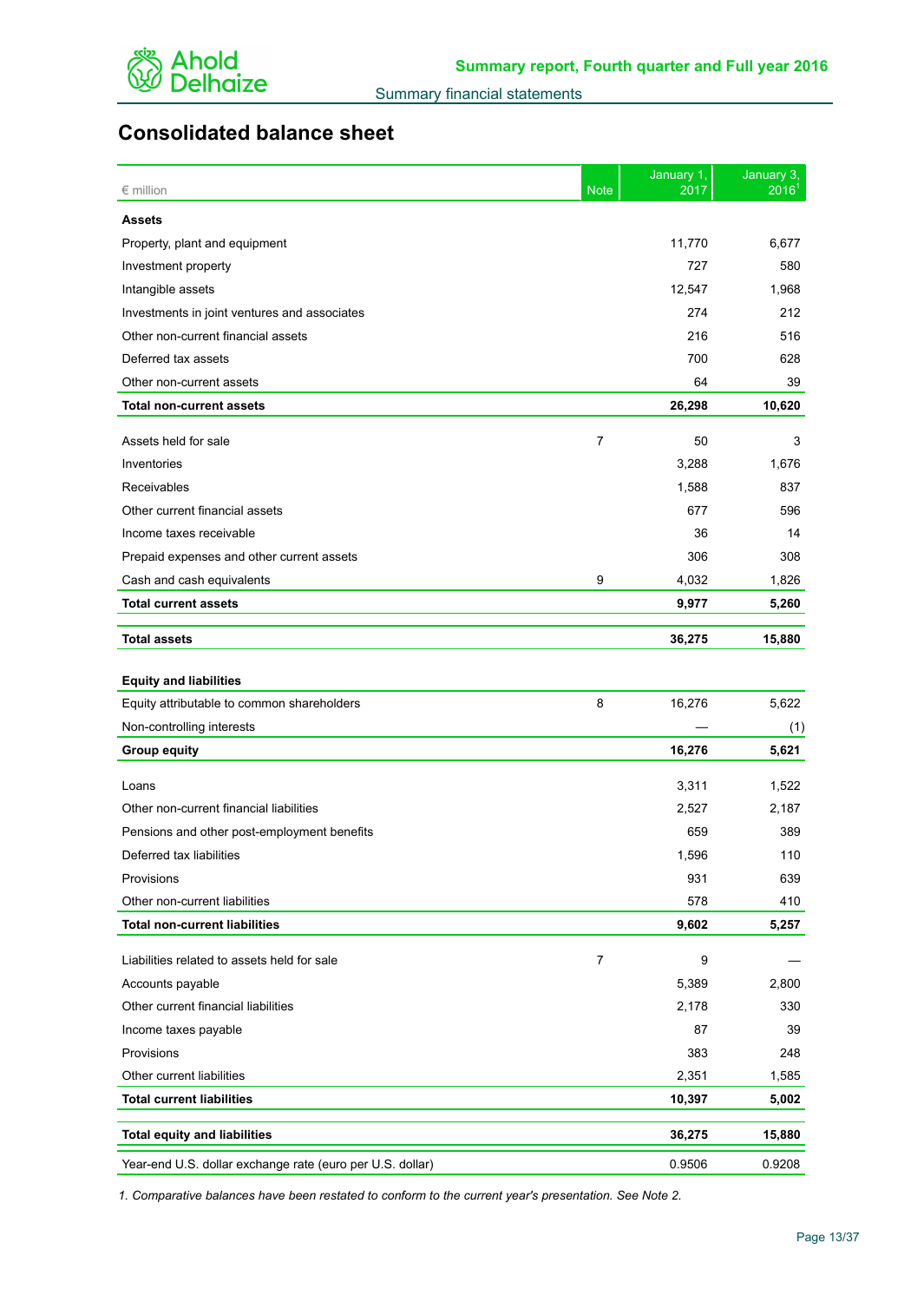Summary report, Fourth quarter and Full year 2016

Summary financial statements

## Consolidated balance sheet

| € million | Note | January 1, 2017 | January 3, 2016[1] |
|---|---|---|---|
| **Assets** | | | |
| Property, plant and equipment | | 11,770 | 6,677 |
| Investment property | | 727 | 580 |
| Intangible assets | | 12,547 | 1,968 |
| Investments in joint ventures and associates | | 274 | 212 |
| Other non-current financial assets | | 216 | 516 |
| Deferred tax assets | | 700 | 628 |
| Other non-current assets | | 64 | 39 |
| **Total non-current assets** | | **26,298** | **10,620** |
| Assets held for sale | 7 | 50 | 3 |
| Inventories | | 3,288 | 1,676 |
| Receivables | | 1,588 | 837 |
| Other current financial assets | | 677 | 596 |
| Income taxes receivable | | 36 | 14 |
| Prepaid expenses and other current assets | | 306 | 308 |
| Cash and cash equivalents | 9 | 4,032 | 1,826 |
| **Total current assets** | | **9,977** | **5,260** |
| **Total assets** | | **36,275** | **15,880** |
| **Equity and liabilities** | | | |
| Equity attributable to common shareholders | 8 | 16,276 | 5,622 |
| Non-controlling interests | | — | (1) |
| **Group equity** | | **16,276** | **5,621** |
| Loans | | 3,311 | 1,522 |
| Other non-current financial liabilities | | 2,527 | 2,187 |
| Pensions and other post-employment benefits | | 659 | 389 |
| Deferred tax liabilities | | 1,596 | 110 |
| Provisions | | 931 | 639 |
| Other non-current liabilities | | 578 | 410 |
| **Total non-current liabilities** | | **9,602** | **5,257** |
| Liabilities related to assets held for sale | 7 | 9 | — |
| Accounts payable | | 5,389 | 2,800 |
| Other current financial liabilities | | 2,178 | 330 |
| Income taxes payable | | 87 | 39 |
| Provisions | | 383 | 248 |
| Other current liabilities | | 2,351 | 1,585 |
| **Total current liabilities** | | **10,397** | **5,002** |
| **Total equity and liabilities** | | **36,275** | **15,880** |
| Year-end U.S. dollar exchange rate (euro per U.S. dollar) | | 0.9506 | 0.9208 |

*1. Comparative balances have been restated to conform to the current year's presentation. See Note 2.*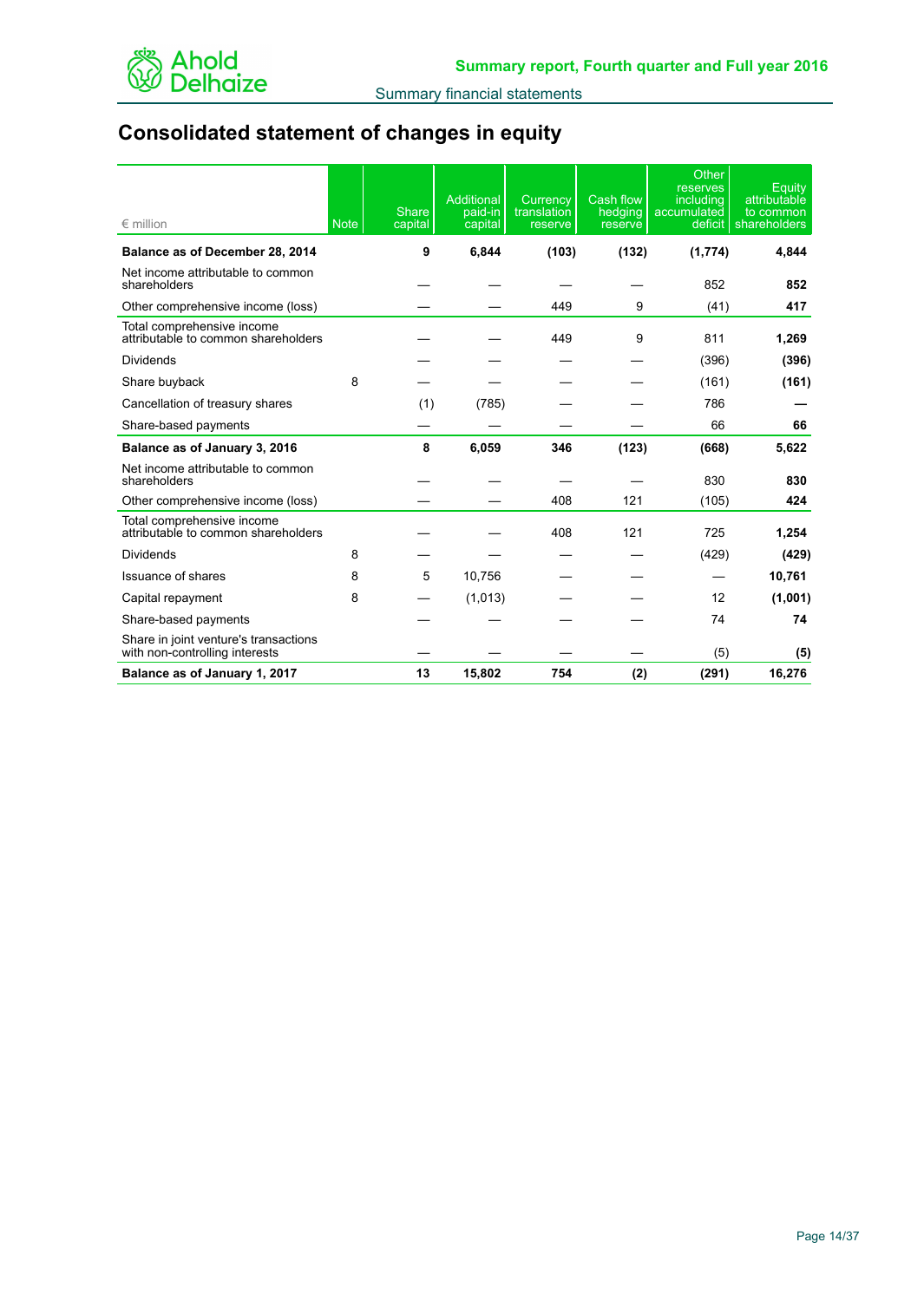# Consolidated statement of changes in equity

| € million | Note | Share capital | Additional paid-in capital | Currency translation reserve | Cash flow hedging reserve | Other reserves including accumulated deficit | Equity attributable to common shareholders |
|---|---|---|---|---|---|---|---|
| **Balance as of December 28, 2014** | | **9** | **6,844** | **(103)** | **(132)** | **(1,774)** | **4,844** |
| Net income attributable to common shareholders | | — | — | — | — | 852 | **852** |
| Other comprehensive income (loss) | | — | — | 449 | 9 | (41) | **417** |
| Total comprehensive income attributable to common shareholders | | — | — | 449 | 9 | 811 | **1,269** |
| Dividends | | — | — | — | — | (396) | **(396)** |
| Share buyback | 8 | — | — | — | — | (161) | **(161)** |
| Cancellation of treasury shares | | (1) | (785) | — | — | 786 | **—** |
| Share-based payments | | — | — | — | — | 66 | **66** |
| **Balance as of January 3, 2016** | | **8** | **6,059** | **346** | **(123)** | **(668)** | **5,622** |
| Net income attributable to common shareholders | | — | — | — | — | 830 | **830** |
| Other comprehensive income (loss) | | — | — | 408 | 121 | (105) | **424** |
| Total comprehensive income attributable to common shareholders | | — | — | 408 | 121 | 725 | **1,254** |
| Dividends | 8 | — | — | — | — | (429) | **(429)** |
| Issuance of shares | 8 | 5 | 10,756 | — | — | — | **10,761** |
| Capital repayment | 8 | — | (1,013) | — | — | 12 | **(1,001)** |
| Share-based payments | | — | — | — | — | 74 | **74** |
| Share in joint venture's transactions with non-controlling interests | | — | — | — | — | (5) | **(5)** |
| **Balance as of January 1, 2017** | | **13** | **15,802** | **754** | **(2)** | **(291)** | **16,276** |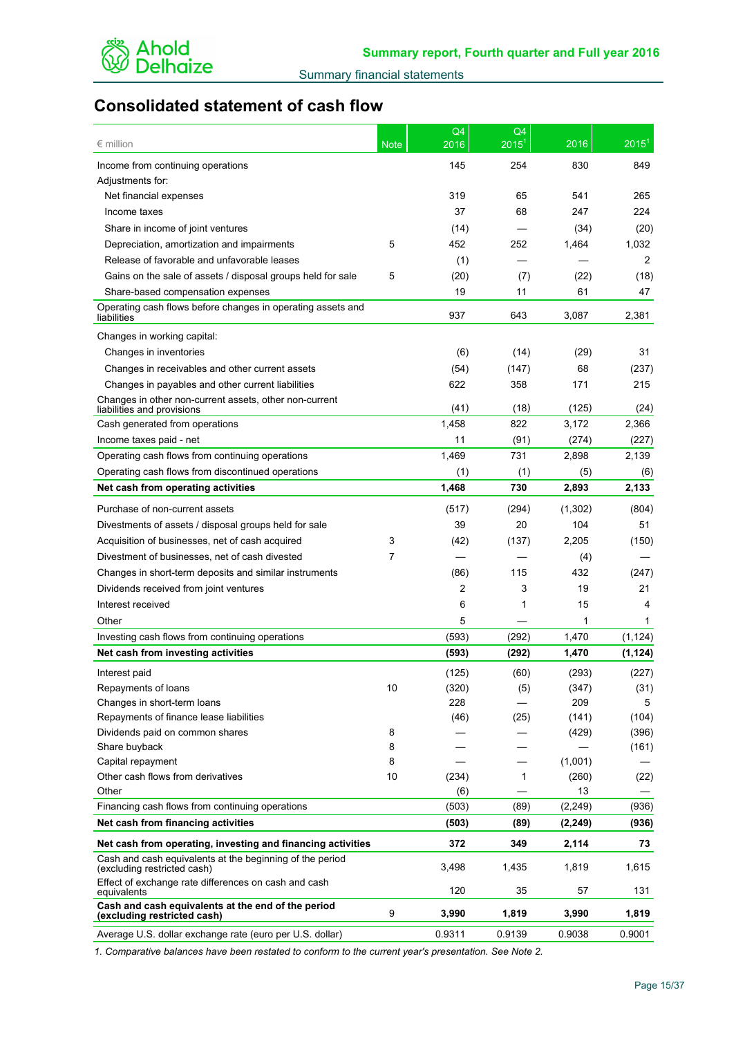## Consolidated statement of cash flow

| € million | Note | Q4 2016 | Q4 2015[1] | 2016 | 2015[1] |
|---|---|---|---|---|---|
| Income from continuing operations | | 145 | 254 | 830 | 849 |
| Adjustments for: | | | | | |
| Net financial expenses | | 319 | 65 | 541 | 265 |
| Income taxes | | 37 | 68 | 247 | 224 |
| Share in income of joint ventures | | (14) | — | (34) | (20) |
| Depreciation, amortization and impairments | 5 | 452 | 252 | 1,464 | 1,032 |
| Release of favorable and unfavorable leases | | (1) | — | — | 2 |
| Gains on the sale of assets / disposal groups held for sale | 5 | (20) | (7) | (22) | (18) |
| Share-based compensation expenses | | 19 | 11 | 61 | 47 |
| Operating cash flows before changes in operating assets and liabilities | | 937 | 643 | 3,087 | 2,381 |
| Changes in working capital: | | | | | |
| Changes in inventories | | (6) | (14) | (29) | 31 |
| Changes in receivables and other current assets | | (54) | (147) | 68 | (237) |
| Changes in payables and other current liabilities | | 622 | 358 | 171 | 215 |
| Changes in other non-current assets, other non-current liabilities and provisions | | (41) | (18) | (125) | (24) |
| Cash generated from operations | | 1,458 | 822 | 3,172 | 2,366 |
| Income taxes paid - net | | 11 | (91) | (274) | (227) |
| Operating cash flows from continuing operations | | 1,469 | 731 | 2,898 | 2,139 |
| Operating cash flows from discontinued operations | | (1) | (1) | (5) | (6) |
| **Net cash from operating activities** | | **1,468** | **730** | **2,893** | **2,133** |
| Purchase of non-current assets | | (517) | (294) | (1,302) | (804) |
| Divestments of assets / disposal groups held for sale | | 39 | 20 | 104 | 51 |
| Acquisition of businesses, net of cash acquired | 3 | (42) | (137) | 2,205 | (150) |
| Divestment of businesses, net of cash divested | 7 | — | — | (4) | — |
| Changes in short-term deposits and similar instruments | | (86) | 115 | 432 | (247) |
| Dividends received from joint ventures | | 2 | 3 | 19 | 21 |
| Interest received | | 6 | 1 | 15 | 4 |
| Other | | 5 | — | 1 | 1 |
| Investing cash flows from continuing operations | | (593) | (292) | 1,470 | (1,124) |
| **Net cash from investing activities** | | **(593)** | **(292)** | **1,470** | **(1,124)** |
| Interest paid | | (125) | (60) | (293) | (227) |
| Repayments of loans | 10 | (320) | (5) | (347) | (31) |
| Changes in short-term loans | | 228 | — | 209 | 5 |
| Repayments of finance lease liabilities | | (46) | (25) | (141) | (104) |
| Dividends paid on common shares | 8 | — | — | (429) | (396) |
| Share buyback | 8 | — | — | — | (161) |
| Capital repayment | 8 | — | — | (1,001) | — |
| Other cash flows from derivatives | 10 | (234) | 1 | (260) | (22) |
| Other | | (6) | — | 13 | — |
| Financing cash flows from continuing operations | | (503) | (89) | (2,249) | (936) |
| **Net cash from financing activities** | | **(503)** | **(89)** | **(2,249)** | **(936)** |
| **Net cash from operating, investing and financing activities** | | **372** | **349** | **2,114** | **73** |
| Cash and cash equivalents at the beginning of the period (excluding restricted cash) | | 3,498 | 1,435 | 1,819 | 1,615 |
| Effect of exchange rate differences on cash and cash equivalents | | 120 | 35 | 57 | 131 |
| **Cash and cash equivalents at the end of the period (excluding restricted cash)** | 9 | **3,990** | **1,819** | **3,990** | **1,819** |
| Average U.S. dollar exchange rate (euro per U.S. dollar) | | 0.9311 | 0.9139 | 0.9038 | 0.9001 |

*1. Comparative balances have been restated to conform to the current year's presentation. See Note 2.*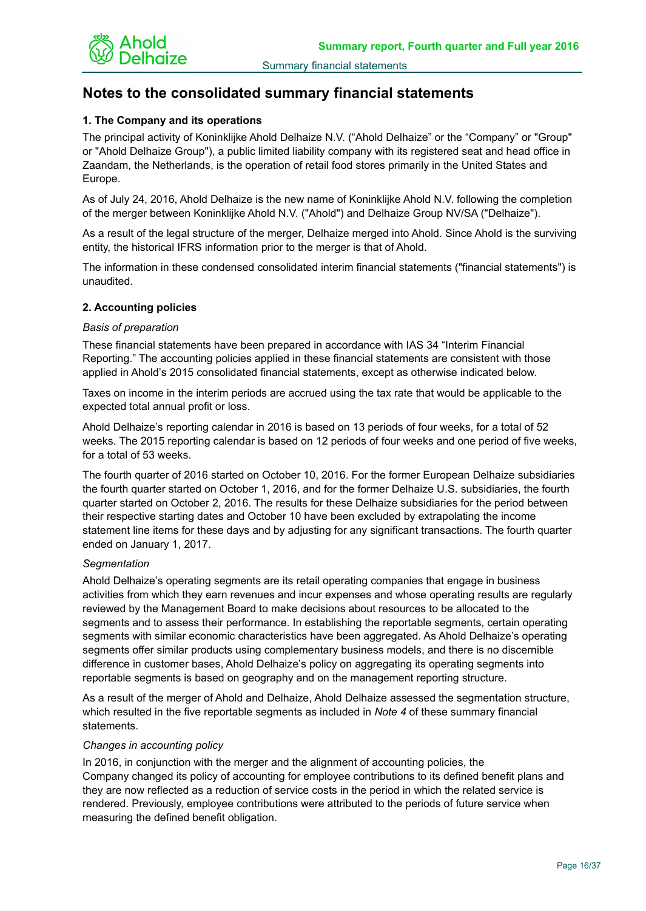# Notes to the consolidated summary financial statements

### 1. The Company and its operations

The principal activity of Koninklijke Ahold Delhaize N.V. ("Ahold Delhaize" or the "Company" or "Group" or "Ahold Delhaize Group"), a public limited liability company with its registered seat and head office in Zaandam, the Netherlands, is the operation of retail food stores primarily in the United States and Europe.

As of July 24, 2016, Ahold Delhaize is the new name of Koninklijke Ahold N.V. following the completion of the merger between Koninklijke Ahold N.V. ("Ahold") and Delhaize Group NV/SA ("Delhaize").

As a result of the legal structure of the merger, Delhaize merged into Ahold. Since Ahold is the surviving entity, the historical IFRS information prior to the merger is that of Ahold.

The information in these condensed consolidated interim financial statements ("financial statements") is unaudited.

### 2. Accounting policies

*Basis of preparation*

These financial statements have been prepared in accordance with IAS 34 "Interim Financial Reporting." The accounting policies applied in these financial statements are consistent with those applied in Ahold's 2015 consolidated financial statements, except as otherwise indicated below.

Taxes on income in the interim periods are accrued using the tax rate that would be applicable to the expected total annual profit or loss.

Ahold Delhaize's reporting calendar in 2016 is based on 13 periods of four weeks, for a total of 52 weeks. The 2015 reporting calendar is based on 12 periods of four weeks and one period of five weeks, for a total of 53 weeks.

The fourth quarter of 2016 started on October 10, 2016. For the former European Delhaize subsidiaries the fourth quarter started on October 1, 2016, and for the former Delhaize U.S. subsidiaries, the fourth quarter started on October 2, 2016. The results for these Delhaize subsidiaries for the period between their respective starting dates and October 10 have been excluded by extrapolating the income statement line items for these days and by adjusting for any significant transactions. The fourth quarter ended on January 1, 2017.

*Segmentation*

Ahold Delhaize's operating segments are its retail operating companies that engage in business activities from which they earn revenues and incur expenses and whose operating results are regularly reviewed by the Management Board to make decisions about resources to be allocated to the segments and to assess their performance. In establishing the reportable segments, certain operating segments with similar economic characteristics have been aggregated. As Ahold Delhaize's operating segments offer similar products using complementary business models, and there is no discernible difference in customer bases, Ahold Delhaize's policy on aggregating its operating segments into reportable segments is based on geography and on the management reporting structure.

As a result of the merger of Ahold and Delhaize, Ahold Delhaize assessed the segmentation structure, which resulted in the five reportable segments as included in *Note 4* of these summary financial statements.

*Changes in accounting policy*

In 2016, in conjunction with the merger and the alignment of accounting policies, the Company changed its policy of accounting for employee contributions to its defined benefit plans and they are now reflected as a reduction of service costs in the period in which the related service is rendered. Previously, employee contributions were attributed to the periods of future service when measuring the defined benefit obligation.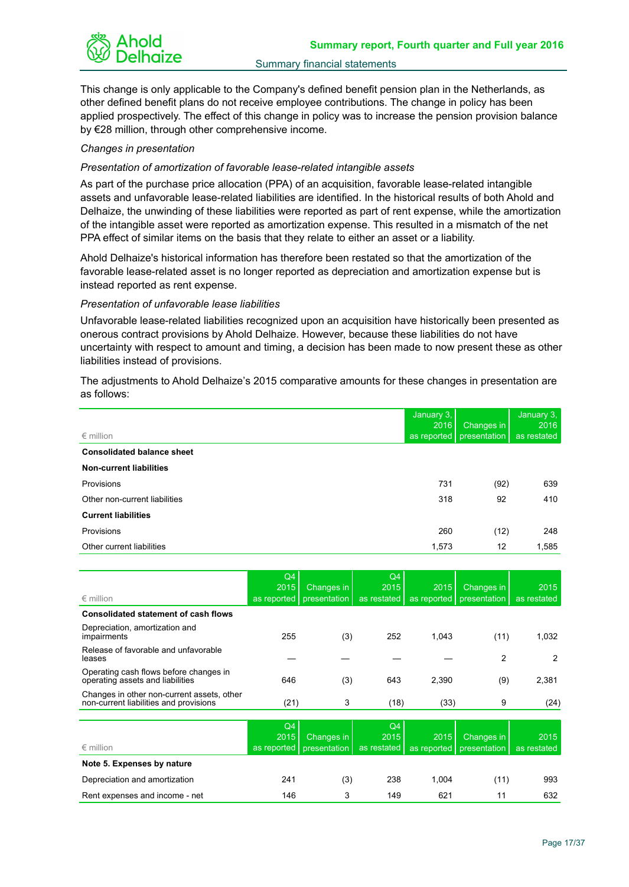This change is only applicable to the Company's defined benefit pension plan in the Netherlands, as other defined benefit plans do not receive employee contributions. The change in policy has been applied prospectively. The effect of this change in policy was to increase the pension provision balance by €28 million, through other comprehensive income.

*Changes in presentation*

*Presentation of amortization of favorable lease-related intangible assets*

As part of the purchase price allocation (PPA) of an acquisition, favorable lease-related intangible assets and unfavorable lease-related liabilities are identified. In the historical results of both Ahold and Delhaize, the unwinding of these liabilities were reported as part of rent expense, while the amortization of the intangible asset were reported as amortization expense. This resulted in a mismatch of the net PPA effect of similar items on the basis that they relate to either an asset or a liability.

Ahold Delhaize's historical information has therefore been restated so that the amortization of the favorable lease-related asset is no longer reported as depreciation and amortization expense but is instead reported as rent expense.

*Presentation of unfavorable lease liabilities*

Unfavorable lease-related liabilities recognized upon an acquisition have historically been presented as onerous contract provisions by Ahold Delhaize. However, because these liabilities do not have uncertainty with respect to amount and timing, a decision has been made to now present these as other liabilities instead of provisions.

The adjustments to Ahold Delhaize's 2015 comparative amounts for these changes in presentation are as follows:

| € million | January 3, 2016 as reported | Changes in presentation | January 3, 2016 as restated |
|---|---|---|---|
| **Consolidated balance sheet** | | | |
| **Non-current liabilities** | | | |
| Provisions | 731 | (92) | 639 |
| Other non-current liabilities | 318 | 92 | 410 |
| **Current liabilities** | | | |
| Provisions | 260 | (12) | 248 |
| Other current liabilities | 1,573 | 12 | 1,585 |

| € million | Q4 2015 as reported | Changes in presentation | Q4 2015 as restated | 2015 as reported | Changes in presentation | 2015 as restated |
|---|---|---|---|---|---|---|
| **Consolidated statement of cash flows** | | | | | | |
| Depreciation, amortization and impairments | 255 | (3) | 252 | 1,043 | (11) | 1,032 |
| Release of favorable and unfavorable leases | — | — | — | — | 2 | 2 |
| Operating cash flows before changes in operating assets and liabilities | 646 | (3) | 643 | 2,390 | (9) | 2,381 |
| Changes in other non-current assets, other non-current liabilities and provisions | (21) | 3 | (18) | (33) | 9 | (24) |

| € million | Q4 2015 as reported | Changes in presentation | Q4 2015 as restated | 2015 as reported | Changes in presentation | 2015 as restated |
|---|---|---|---|---|---|---|
| **Note 5. Expenses by nature** | | | | | | |
| Depreciation and amortization | 241 | (3) | 238 | 1,004 | (11) | 993 |
| Rent expenses and income - net | 146 | 3 | 149 | 621 | 11 | 632 |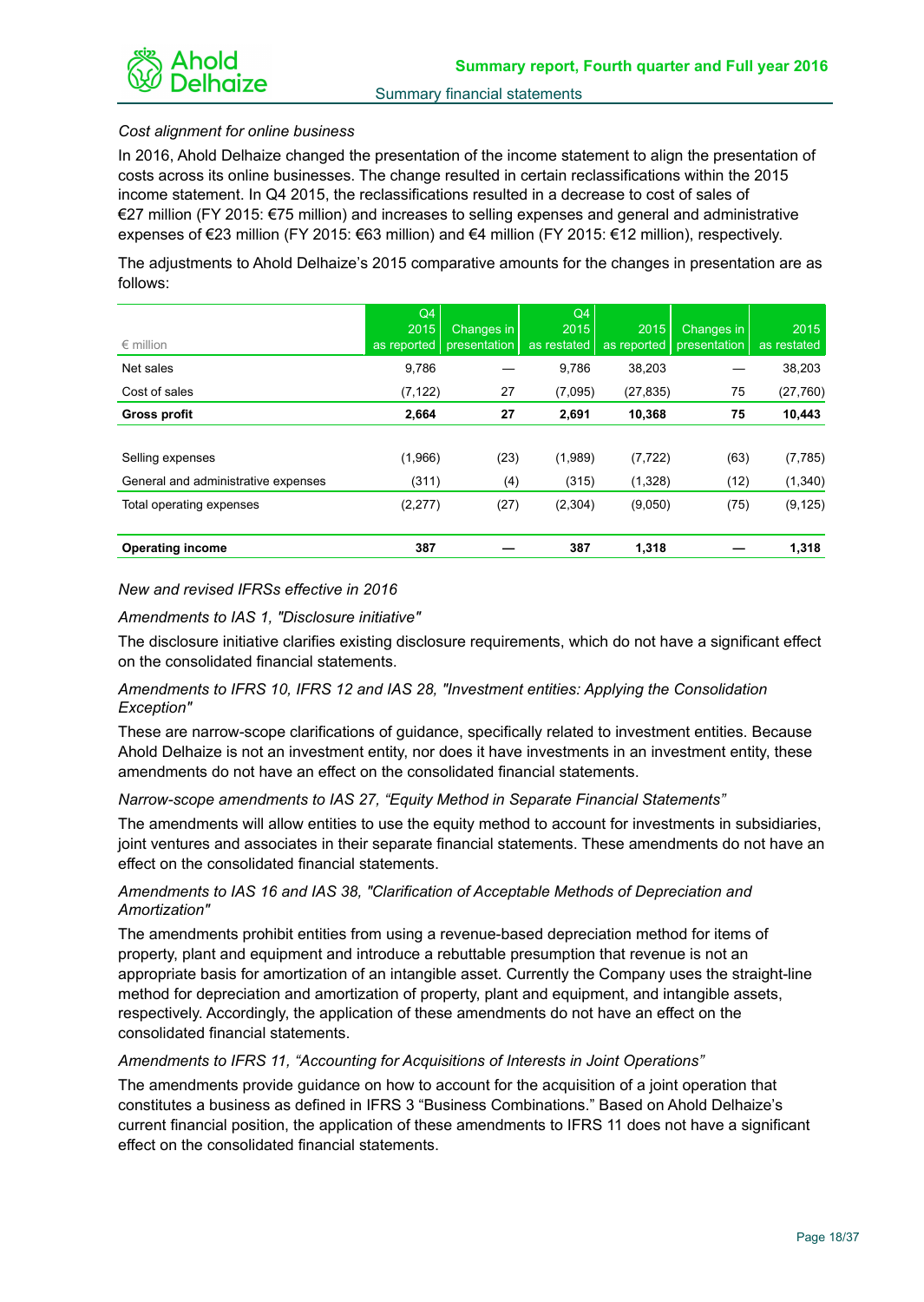*Cost alignment for online business*

In 2016, Ahold Delhaize changed the presentation of the income statement to align the presentation of costs across its online businesses. The change resulted in certain reclassifications within the 2015 income statement. In Q4 2015, the reclassifications resulted in a decrease to cost of sales of €27 million (FY 2015: €75 million) and increases to selling expenses and general and administrative expenses of €23 million (FY 2015: €63 million) and €4 million (FY 2015: €12 million), respectively.

The adjustments to Ahold Delhaize's 2015 comparative amounts for the changes in presentation are as follows:

| € million | Q4 2015 as reported | Changes in presentation | Q4 2015 as restated | 2015 as reported | Changes in presentation | 2015 as restated |
|---|---|---|---|---|---|---|
| Net sales | 9,786 | — | 9,786 | 38,203 | — | 38,203 |
| Cost of sales | (7,122) | 27 | (7,095) | (27,835) | 75 | (27,760) |
| **Gross profit** | **2,664** | **27** | **2,691** | **10,368** | **75** | **10,443** |
| Selling expenses | (1,966) | (23) | (1,989) | (7,722) | (63) | (7,785) |
| General and administrative expenses | (311) | (4) | (315) | (1,328) | (12) | (1,340) |
| Total operating expenses | (2,277) | (27) | (2,304) | (9,050) | (75) | (9,125) |
| **Operating income** | **387** | **—** | **387** | **1,318** | **—** | **1,318** |

*New and revised IFRSs effective in 2016*

*Amendments to IAS 1, "Disclosure initiative"*

The disclosure initiative clarifies existing disclosure requirements, which do not have a significant effect on the consolidated financial statements.

*Amendments to IFRS 10, IFRS 12 and IAS 28, "Investment entities: Applying the Consolidation Exception"*

These are narrow-scope clarifications of guidance, specifically related to investment entities. Because Ahold Delhaize is not an investment entity, nor does it have investments in an investment entity, these amendments do not have an effect on the consolidated financial statements.

*Narrow-scope amendments to IAS 27, "Equity Method in Separate Financial Statements"*

The amendments will allow entities to use the equity method to account for investments in subsidiaries, joint ventures and associates in their separate financial statements. These amendments do not have an effect on the consolidated financial statements.

*Amendments to IAS 16 and IAS 38, "Clarification of Acceptable Methods of Depreciation and Amortization"*

The amendments prohibit entities from using a revenue-based depreciation method for items of property, plant and equipment and introduce a rebuttable presumption that revenue is not an appropriate basis for amortization of an intangible asset. Currently the Company uses the straight-line method for depreciation and amortization of property, plant and equipment, and intangible assets, respectively. Accordingly, the application of these amendments do not have an effect on the consolidated financial statements.

*Amendments to IFRS 11, "Accounting for Acquisitions of Interests in Joint Operations"*

The amendments provide guidance on how to account for the acquisition of a joint operation that constitutes a business as defined in IFRS 3 "Business Combinations." Based on Ahold Delhaize's current financial position, the application of these amendments to IFRS 11 does not have a significant effect on the consolidated financial statements.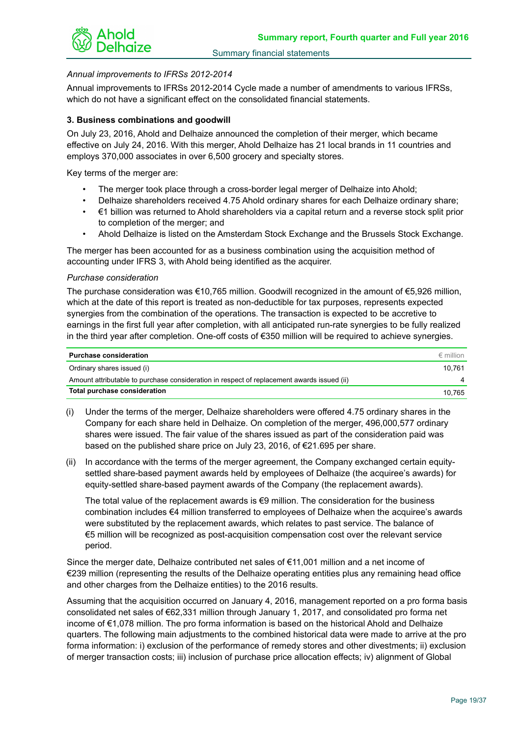*Annual improvements to IFRSs 2012-2014*

Annual improvements to IFRSs 2012-2014 Cycle made a number of amendments to various IFRSs, which do not have a significant effect on the consolidated financial statements.

### 3. Business combinations and goodwill

On July 23, 2016, Ahold and Delhaize announced the completion of their merger, which became effective on July 24, 2016. With this merger, Ahold Delhaize has 21 local brands in 11 countries and employs 370,000 associates in over 6,500 grocery and specialty stores.

Key terms of the merger are:

- The merger took place through a cross-border legal merger of Delhaize into Ahold;
- Delhaize shareholders received 4.75 Ahold ordinary shares for each Delhaize ordinary share;
- €1 billion was returned to Ahold shareholders via a capital return and a reverse stock split prior to completion of the merger; and
- Ahold Delhaize is listed on the Amsterdam Stock Exchange and the Brussels Stock Exchange.

The merger has been accounted for as a business combination using the acquisition method of accounting under IFRS 3, with Ahold being identified as the acquirer.

*Purchase consideration*

The purchase consideration was €10,765 million. Goodwill recognized in the amount of €5,926 million, which at the date of this report is treated as non-deductible for tax purposes, represents expected synergies from the combination of the operations. The transaction is expected to be accretive to earnings in the first full year after completion, with all anticipated run-rate synergies to be fully realized in the third year after completion. One-off costs of €350 million will be required to achieve synergies.

| **Purchase consideration** | € million |
|---|---|
| Ordinary shares issued (i) | 10,761 |
| Amount attributable to purchase consideration in respect of replacement awards issued (ii) | 4 |
| **Total purchase consideration** | 10,765 |

(i) Under the terms of the merger, Delhaize shareholders were offered 4.75 ordinary shares in the Company for each share held in Delhaize. On completion of the merger, 496,000,577 ordinary shares were issued. The fair value of the shares issued as part of the consideration paid was based on the published share price on July 23, 2016, of €21.695 per share.

(ii) In accordance with the terms of the merger agreement, the Company exchanged certain equity-settled share-based payment awards held by employees of Delhaize (the acquiree's awards) for equity-settled share-based payment awards of the Company (the replacement awards).

The total value of the replacement awards is €9 million. The consideration for the business combination includes €4 million transferred to employees of Delhaize when the acquiree's awards were substituted by the replacement awards, which relates to past service. The balance of €5 million will be recognized as post-acquisition compensation cost over the relevant service period.

Since the merger date, Delhaize contributed net sales of €11,001 million and a net income of €239 million (representing the results of the Delhaize operating entities plus any remaining head office and other charges from the Delhaize entities) to the 2016 results.

Assuming that the acquisition occurred on January 4, 2016, management reported on a pro forma basis consolidated net sales of €62,331 million through January 1, 2017, and consolidated pro forma net income of €1,078 million. The pro forma information is based on the historical Ahold and Delhaize quarters. The following main adjustments to the combined historical data were made to arrive at the pro forma information: i) exclusion of the performance of remedy stores and other divestments; ii) exclusion of merger transaction costs; iii) inclusion of purchase price allocation effects; iv) alignment of Global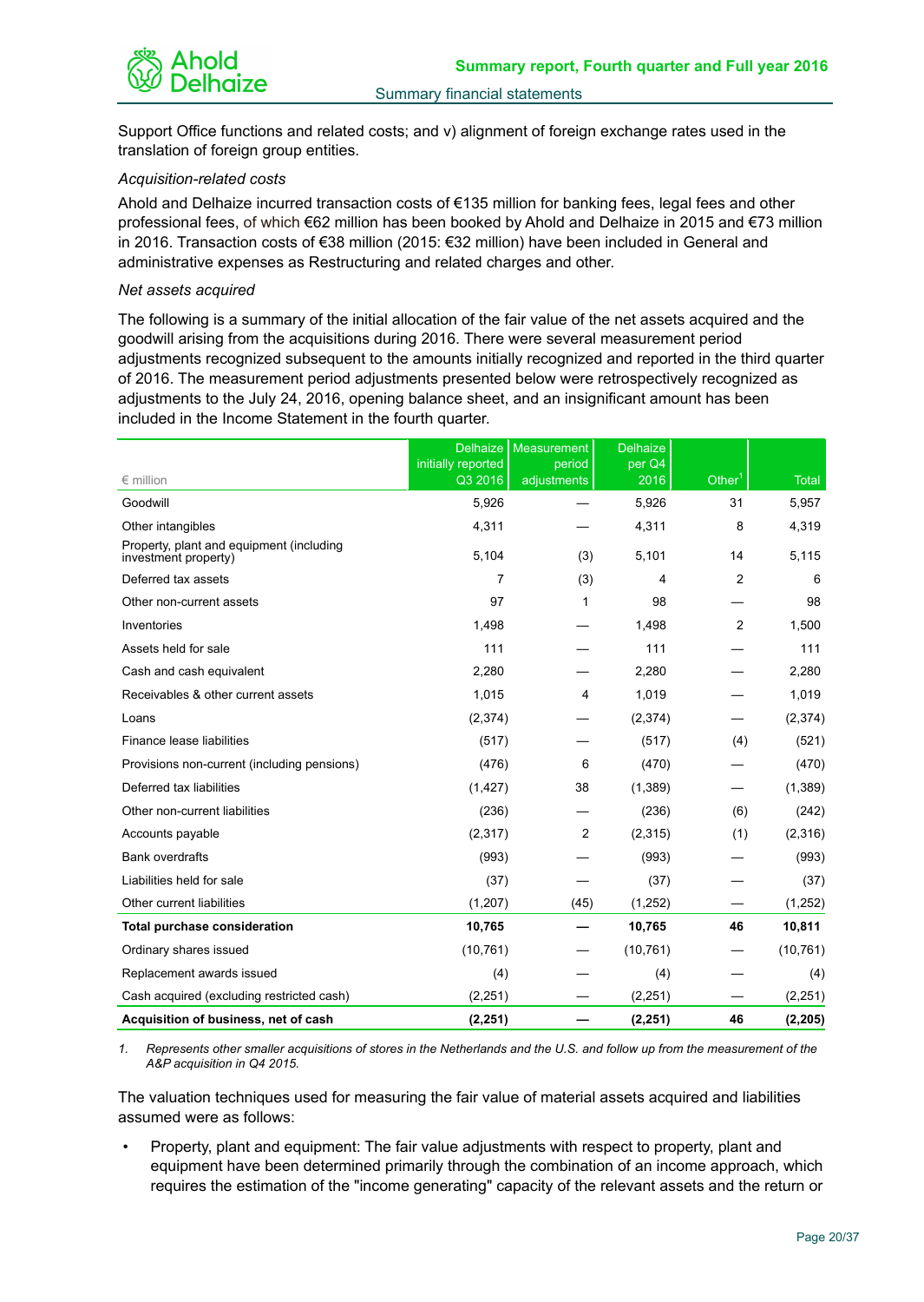Support Office functions and related costs; and v) alignment of foreign exchange rates used in the translation of foreign group entities.

*Acquisition-related costs*

Ahold and Delhaize incurred transaction costs of €135 million for banking fees, legal fees and other professional fees, of which €62 million has been booked by Ahold and Delhaize in 2015 and €73 million in 2016. Transaction costs of €38 million (2015: €32 million) have been included in General and administrative expenses as Restructuring and related charges and other.

*Net assets acquired*

The following is a summary of the initial allocation of the fair value of the net assets acquired and the goodwill arising from the acquisitions during 2016. There were several measurement period adjustments recognized subsequent to the amounts initially recognized and reported in the third quarter of 2016. The measurement period adjustments presented below were retrospectively recognized as adjustments to the July 24, 2016, opening balance sheet, and an insignificant amount has been included in the Income Statement in the fourth quarter.

| € million | Delhaize initially reported Q3 2016 | Measurement period adjustments | Delhaize per Q4 2016 | Other[1] | Total |
|---|---|---|---|---|---|
| Goodwill | 5,926 | — | 5,926 | 31 | 5,957 |
| Other intangibles | 4,311 | — | 4,311 | 8 | 4,319 |
| Property, plant and equipment (including investment property) | 5,104 | (3) | 5,101 | 14 | 5,115 |
| Deferred tax assets | 7 | (3) | 4 | 2 | 6 |
| Other non-current assets | 97 | 1 | 98 | — | 98 |
| Inventories | 1,498 | — | 1,498 | 2 | 1,500 |
| Assets held for sale | 111 | — | 111 | — | 111 |
| Cash and cash equivalent | 2,280 | — | 2,280 | — | 2,280 |
| Receivables & other current assets | 1,015 | 4 | 1,019 | — | 1,019 |
| Loans | (2,374) | — | (2,374) | — | (2,374) |
| Finance lease liabilities | (517) | — | (517) | (4) | (521) |
| Provisions non-current (including pensions) | (476) | 6 | (470) | — | (470) |
| Deferred tax liabilities | (1,427) | 38 | (1,389) | — | (1,389) |
| Other non-current liabilities | (236) | — | (236) | (6) | (242) |
| Accounts payable | (2,317) | 2 | (2,315) | (1) | (2,316) |
| Bank overdrafts | (993) | — | (993) | — | (993) |
| Liabilities held for sale | (37) | — | (37) | — | (37) |
| Other current liabilities | (1,207) | (45) | (1,252) | — | (1,252) |
| **Total purchase consideration** | **10,765** | **—** | **10,765** | **46** | **10,811** |
| Ordinary shares issued | (10,761) | — | (10,761) | — | (10,761) |
| Replacement awards issued | (4) | — | (4) | — | (4) |
| Cash acquired (excluding restricted cash) | (2,251) | — | (2,251) | — | (2,251) |
| **Acquisition of business, net of cash** | **(2,251)** | **—** | **(2,251)** | **46** | **(2,205)** |

1. *Represents other smaller acquisitions of stores in the Netherlands and the U.S. and follow up from the measurement of the A&P acquisition in Q4 2015.*

The valuation techniques used for measuring the fair value of material assets acquired and liabilities assumed were as follows:

- Property, plant and equipment: The fair value adjustments with respect to property, plant and equipment have been determined primarily through the combination of an income approach, which requires the estimation of the "income generating" capacity of the relevant assets and the return or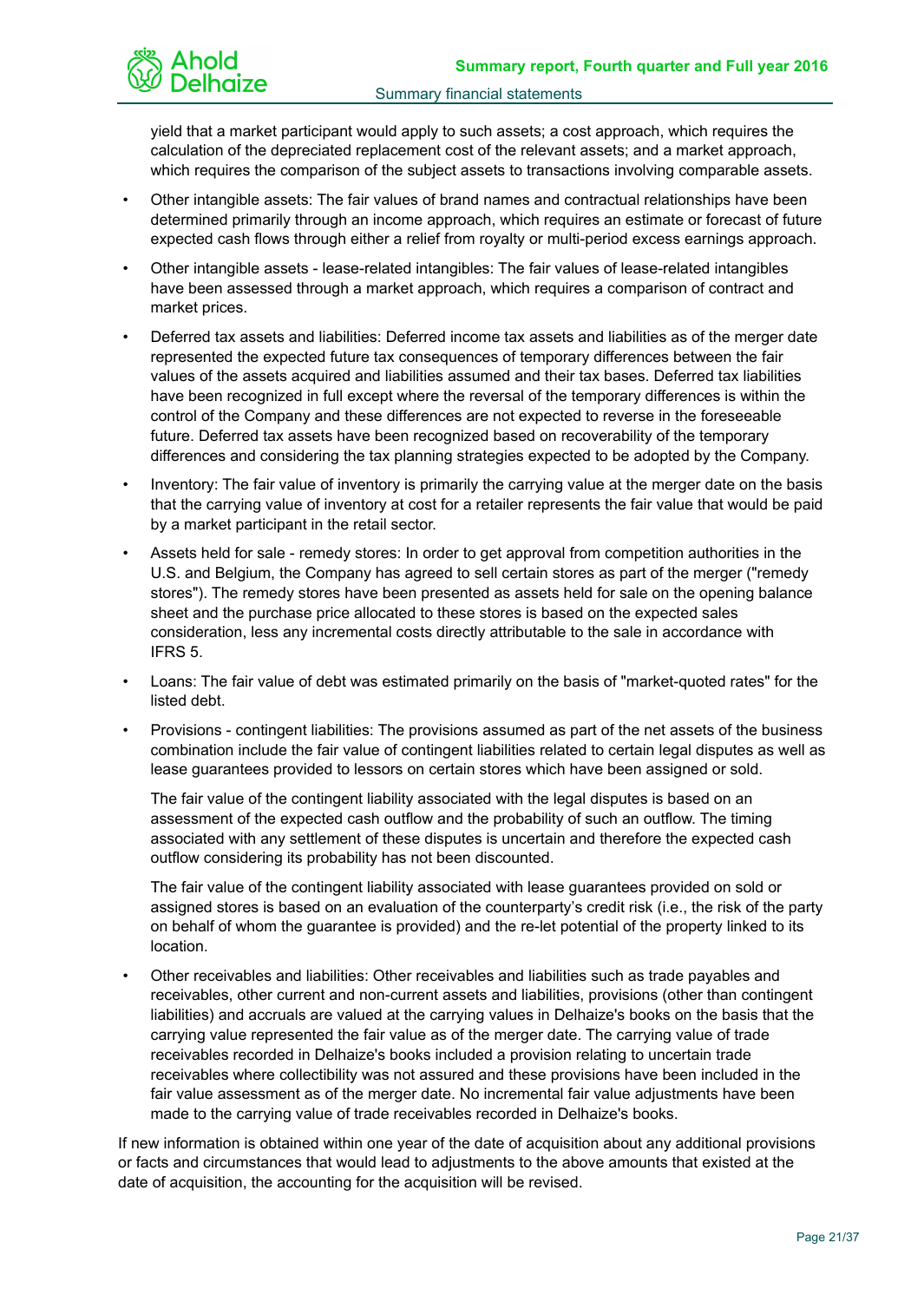yield that a market participant would apply to such assets; a cost approach, which requires the calculation of the depreciated replacement cost of the relevant assets; and a market approach, which requires the comparison of the subject assets to transactions involving comparable assets.

- Other intangible assets: The fair values of brand names and contractual relationships have been determined primarily through an income approach, which requires an estimate or forecast of future expected cash flows through either a relief from royalty or multi-period excess earnings approach.
- Other intangible assets - lease-related intangibles: The fair values of lease-related intangibles have been assessed through a market approach, which requires a comparison of contract and market prices.
- Deferred tax assets and liabilities: Deferred income tax assets and liabilities as of the merger date represented the expected future tax consequences of temporary differences between the fair values of the assets acquired and liabilities assumed and their tax bases. Deferred tax liabilities have been recognized in full except where the reversal of the temporary differences is within the control of the Company and these differences are not expected to reverse in the foreseeable future. Deferred tax assets have been recognized based on recoverability of the temporary differences and considering the tax planning strategies expected to be adopted by the Company.
- Inventory: The fair value of inventory is primarily the carrying value at the merger date on the basis that the carrying value of inventory at cost for a retailer represents the fair value that would be paid by a market participant in the retail sector.
- Assets held for sale - remedy stores: In order to get approval from competition authorities in the U.S. and Belgium, the Company has agreed to sell certain stores as part of the merger ("remedy stores"). The remedy stores have been presented as assets held for sale on the opening balance sheet and the purchase price allocated to these stores is based on the expected sales consideration, less any incremental costs directly attributable to the sale in accordance with IFRS 5.
- Loans: The fair value of debt was estimated primarily on the basis of "market-quoted rates" for the listed debt.
- Provisions - contingent liabilities: The provisions assumed as part of the net assets of the business combination include the fair value of contingent liabilities related to certain legal disputes as well as lease guarantees provided to lessors on certain stores which have been assigned or sold.

  The fair value of the contingent liability associated with the legal disputes is based on an assessment of the expected cash outflow and the probability of such an outflow. The timing associated with any settlement of these disputes is uncertain and therefore the expected cash outflow considering its probability has not been discounted.

  The fair value of the contingent liability associated with lease guarantees provided on sold or assigned stores is based on an evaluation of the counterparty's credit risk (i.e., the risk of the party on behalf of whom the guarantee is provided) and the re-let potential of the property linked to its location.
- Other receivables and liabilities: Other receivables and liabilities such as trade payables and receivables, other current and non-current assets and liabilities, provisions (other than contingent liabilities) and accruals are valued at the carrying values in Delhaize's books on the basis that the carrying value represented the fair value as of the merger date. The carrying value of trade receivables recorded in Delhaize's books included a provision relating to uncertain trade receivables where collectibility was not assured and these provisions have been included in the fair value assessment as of the merger date. No incremental fair value adjustments have been made to the carrying value of trade receivables recorded in Delhaize's books.

If new information is obtained within one year of the date of acquisition about any additional provisions or facts and circumstances that would lead to adjustments to the above amounts that existed at the date of acquisition, the accounting for the acquisition will be revised.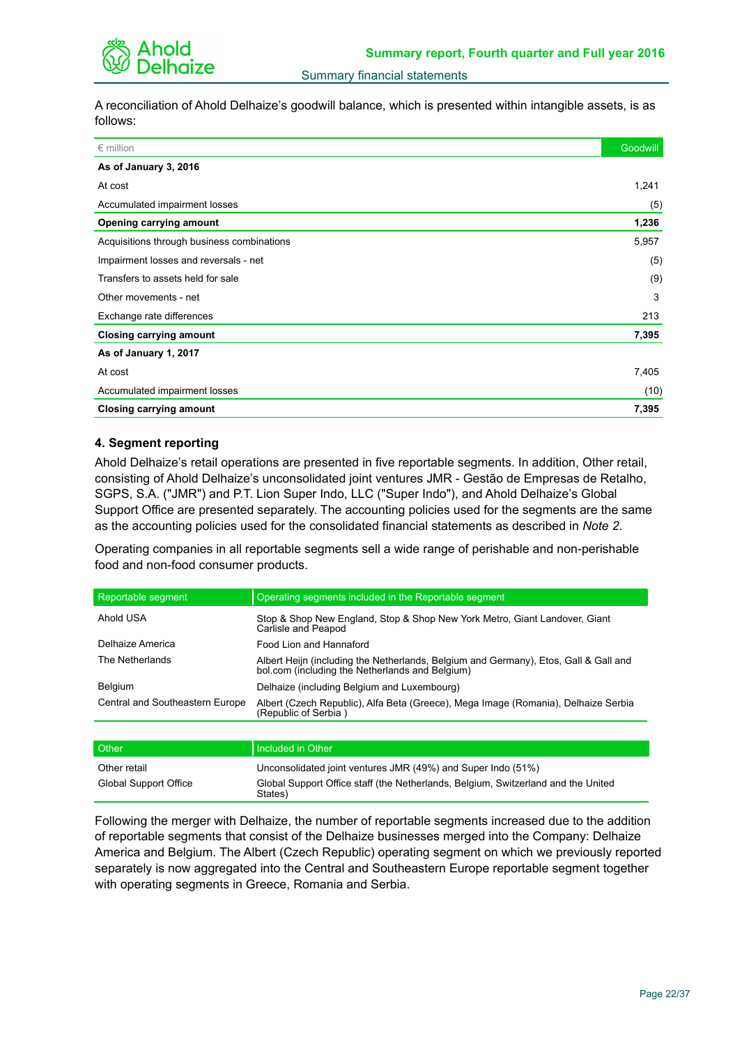A reconciliation of Ahold Delhaize's goodwill balance, which is presented within intangible assets, is as follows:

| € million | Goodwill |
|---|---|
| **As of January 3, 2016** | |
| At cost | 1,241 |
| Accumulated impairment losses | (5) |
| **Opening carrying amount** | **1,236** |
| Acquisitions through business combinations | 5,957 |
| Impairment losses and reversals - net | (5) |
| Transfers to assets held for sale | (9) |
| Other movements - net | 3 |
| Exchange rate differences | 213 |
| **Closing carrying amount** | **7,395** |
| **As of January 1, 2017** | |
| At cost | 7,405 |
| Accumulated impairment losses | (10) |
| **Closing carrying amount** | **7,395** |

## 4. Segment reporting

Ahold Delhaize's retail operations are presented in five reportable segments. In addition, Other retail, consisting of Ahold Delhaize's unconsolidated joint ventures JMR - Gestão de Empresas de Retalho, SGPS, S.A. ("JMR") and P.T. Lion Super Indo, LLC ("Super Indo"), and Ahold Delhaize's Global Support Office are presented separately. The accounting policies used for the segments are the same as the accounting policies used for the consolidated financial statements as described in *Note 2*.

Operating companies in all reportable segments sell a wide range of perishable and non-perishable food and non-food consumer products.

| Reportable segment | Operating segments included in the Reportable segment |
|---|---|
| Ahold USA | Stop & Shop New England, Stop & Shop New York Metro, Giant Landover, Giant Carlisle and Peapod |
| Delhaize America | Food Lion and Hannaford |
| The Netherlands | Albert Heijn (including the Netherlands, Belgium and Germany), Etos, Gall & Gall and bol.com (including the Netherlands and Belgium) |
| Belgium | Delhaize (including Belgium and Luxembourg) |
| Central and Southeastern Europe | Albert (Czech Republic), Alfa Beta (Greece), Mega Image (Romania), Delhaize Serbia (Republic of Serbia ) |

| Other | Included in Other |
|---|---|
| Other retail | Unconsolidated joint ventures JMR (49%) and Super Indo (51%) |
| Global Support Office | Global Support Office staff (the Netherlands, Belgium, Switzerland and the United States) |

Following the merger with Delhaize, the number of reportable segments increased due to the addition of reportable segments that consist of the Delhaize businesses merged into the Company: Delhaize America and Belgium. The Albert (Czech Republic) operating segment on which we previously reported separately is now aggregated into the Central and Southeastern Europe reportable segment together with operating segments in Greece, Romania and Serbia.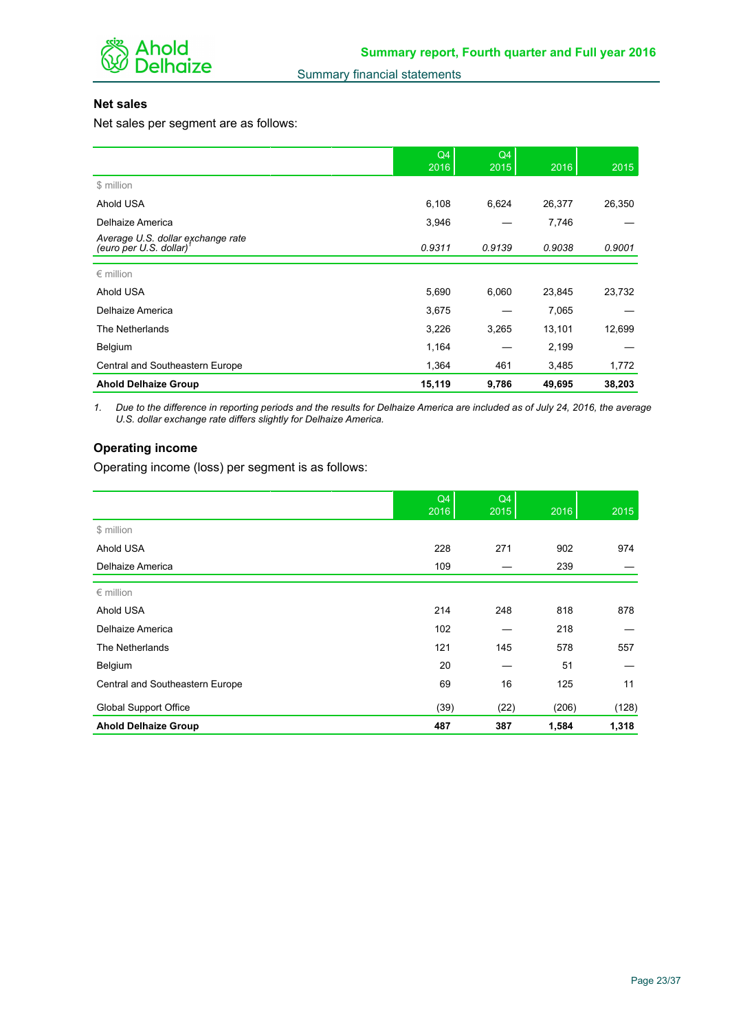### Net sales

Net sales per segment are as follows:

| | Q4 2016 | Q4 2015 | 2016 | 2015 |
|---|---|---|---|---|
| $ million | | | | |
| Ahold USA | 6,108 | 6,624 | 26,377 | 26,350 |
| Delhaize America | 3,946 | — | 7,746 | — |
| *Average U.S. dollar exchange rate (euro per U.S. dollar)*[1] | *0.9311* | *0.9139* | *0.9038* | *0.9001* |
| € million | | | | |
| Ahold USA | 5,690 | 6,060 | 23,845 | 23,732 |
| Delhaize America | 3,675 | — | 7,065 | — |
| The Netherlands | 3,226 | 3,265 | 13,101 | 12,699 |
| Belgium | 1,164 | — | 2,199 | — |
| Central and Southeastern Europe | 1,364 | 461 | 3,485 | 1,772 |
| **Ahold Delhaize Group** | **15,119** | **9,786** | **49,695** | **38,203** |

*1. Due to the difference in reporting periods and the results for Delhaize America are included as of July 24, 2016, the average U.S. dollar exchange rate differs slightly for Delhaize America.*

### Operating income

Operating income (loss) per segment is as follows:

| | Q4 2016 | Q4 2015 | 2016 | 2015 |
|---|---|---|---|---|
| $ million | | | | |
| Ahold USA | 228 | 271 | 902 | 974 |
| Delhaize America | 109 | — | 239 | — |
| € million | | | | |
| Ahold USA | 214 | 248 | 818 | 878 |
| Delhaize America | 102 | — | 218 | — |
| The Netherlands | 121 | 145 | 578 | 557 |
| Belgium | 20 | — | 51 | — |
| Central and Southeastern Europe | 69 | 16 | 125 | 11 |
| Global Support Office | (39) | (22) | (206) | (128) |
| **Ahold Delhaize Group** | **487** | **387** | **1,584** | **1,318** |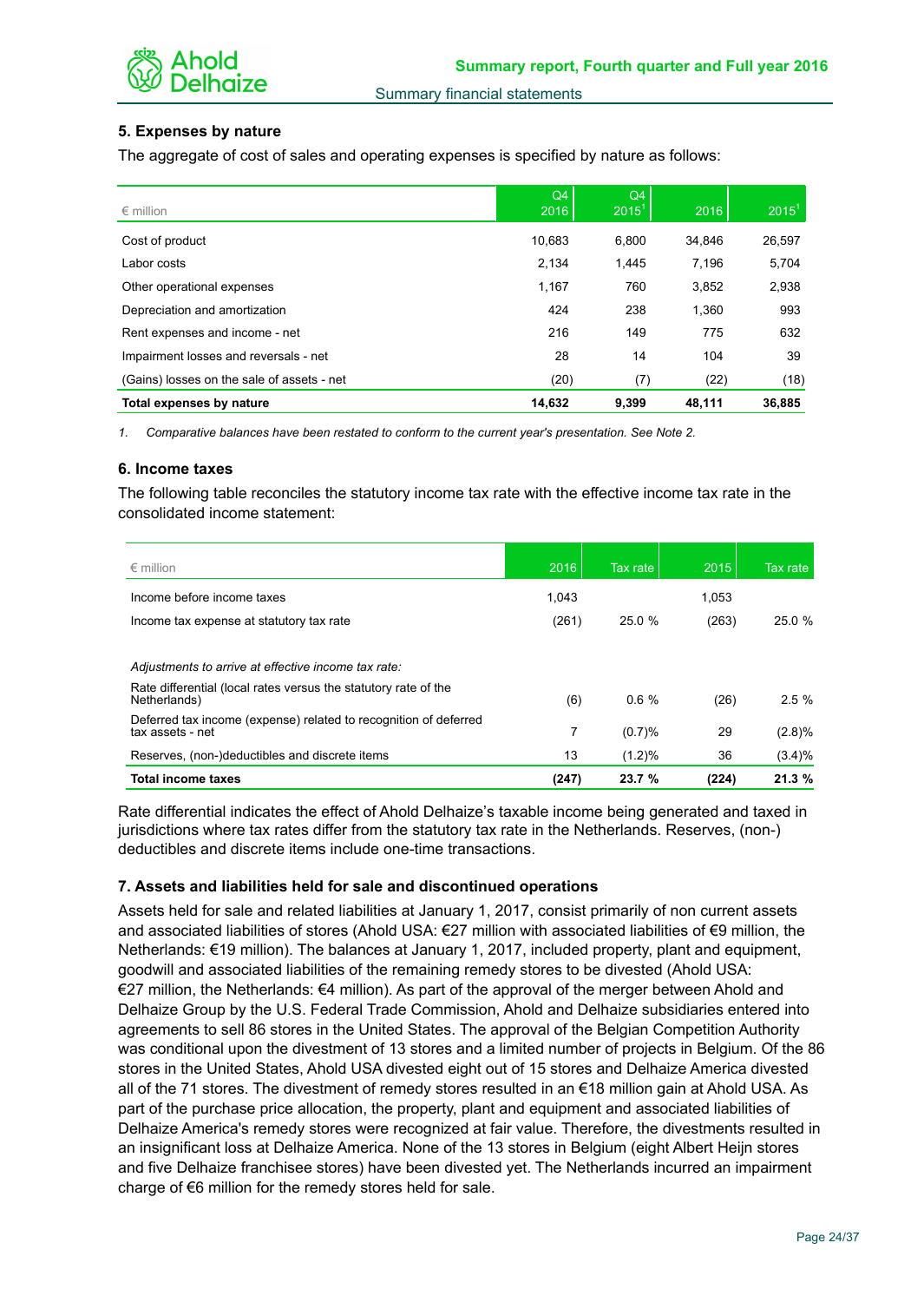### 5. Expenses by nature

The aggregate of cost of sales and operating expenses is specified by nature as follows:

| € million | Q4 2016 | Q4 2015[1] | 2016 | 2015[1] |
|---|---|---|---|---|
| Cost of product | 10,683 | 6,800 | 34,846 | 26,597 |
| Labor costs | 2,134 | 1,445 | 7,196 | 5,704 |
| Other operational expenses | 1,167 | 760 | 3,852 | 2,938 |
| Depreciation and amortization | 424 | 238 | 1,360 | 993 |
| Rent expenses and income - net | 216 | 149 | 775 | 632 |
| Impairment losses and reversals - net | 28 | 14 | 104 | 39 |
| (Gains) losses on the sale of assets - net | (20) | (7) | (22) | (18) |
| **Total expenses by nature** | **14,632** | **9,399** | **48,111** | **36,885** |

1. *Comparative balances have been restated to conform to the current year's presentation. See Note 2.*

### 6. Income taxes

The following table reconciles the statutory income tax rate with the effective income tax rate in the consolidated income statement:

| € million | 2016 | Tax rate | 2015 | Tax rate |
|---|---|---|---|---|
| Income before income taxes | 1,043 | | 1,053 | |
| Income tax expense at statutory tax rate | (261) | 25.0 % | (263) | 25.0 % |
| *Adjustments to arrive at effective income tax rate:* | | | | |
| Rate differential (local rates versus the statutory rate of the Netherlands) | (6) | 0.6 % | (26) | 2.5 % |
| Deferred tax income (expense) related to recognition of deferred tax assets - net | 7 | (0.7)% | 29 | (2.8)% |
| Reserves, (non-)deductibles and discrete items | 13 | (1.2)% | 36 | (3.4)% |
| **Total income taxes** | **(247)** | **23.7 %** | **(224)** | **21.3 %** |

Rate differential indicates the effect of Ahold Delhaize's taxable income being generated and taxed in jurisdictions where tax rates differ from the statutory tax rate in the Netherlands. Reserves, (non-) deductibles and discrete items include one-time transactions.

### 7. Assets and liabilities held for sale and discontinued operations

Assets held for sale and related liabilities at January 1, 2017, consist primarily of non current assets and associated liabilities of stores (Ahold USA: €27 million with associated liabilities of €9 million, the Netherlands: €19 million). The balances at January 1, 2017, included property, plant and equipment, goodwill and associated liabilities of the remaining remedy stores to be divested (Ahold USA: €27 million, the Netherlands: €4 million). As part of the approval of the merger between Ahold and Delhaize Group by the U.S. Federal Trade Commission, Ahold and Delhaize subsidiaries entered into agreements to sell 86 stores in the United States. The approval of the Belgian Competition Authority was conditional upon the divestment of 13 stores and a limited number of projects in Belgium. Of the 86 stores in the United States, Ahold USA divested eight out of 15 stores and Delhaize America divested all of the 71 stores. The divestment of remedy stores resulted in an €18 million gain at Ahold USA. As part of the purchase price allocation, the property, plant and equipment and associated liabilities of Delhaize America's remedy stores were recognized at fair value. Therefore, the divestments resulted in an insignificant loss at Delhaize America. None of the 13 stores in Belgium (eight Albert Heijn stores and five Delhaize franchisee stores) have been divested yet. The Netherlands incurred an impairment charge of €6 million for the remedy stores held for sale.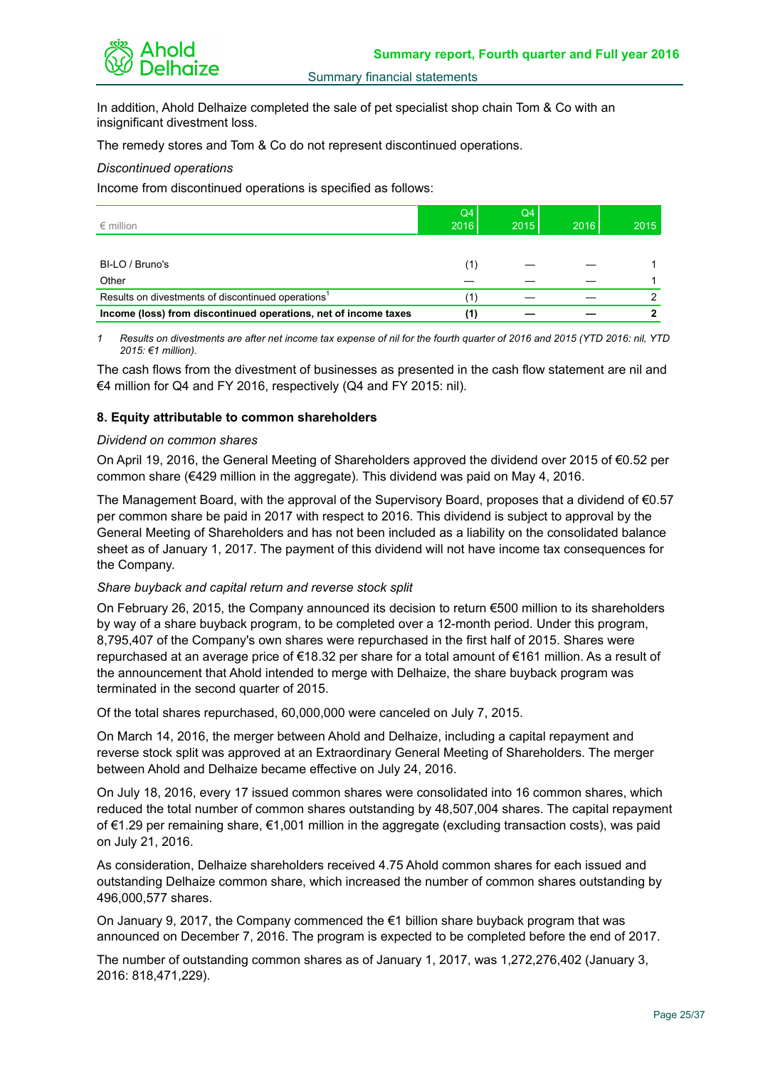In addition, Ahold Delhaize completed the sale of pet specialist shop chain Tom & Co with an insignificant divestment loss.

The remedy stores and Tom & Co do not represent discontinued operations.

*Discontinued operations*

Income from discontinued operations is specified as follows:

| € million | Q4 2016 | Q4 2015 | 2016 | 2015 |
|---|---|---|---|---|
| BI-LO / Bruno's | (1) | — | — | 1 |
| Other | — | — | — | 1 |
| Results on divestments of discontinued operations[1] | (1) | — | — | 2 |
| **Income (loss) from discontinued operations, net of income taxes** | **(1)** | **—** | **—** | **2** |

1 *Results on divestments are after net income tax expense of nil for the fourth quarter of 2016 and 2015 (YTD 2016: nil, YTD 2015: €1 million).*

The cash flows from the divestment of businesses as presented in the cash flow statement are nil and €4 million for Q4 and FY 2016, respectively (Q4 and FY 2015: nil).

### 8. Equity attributable to common shareholders

*Dividend on common shares*

On April 19, 2016, the General Meeting of Shareholders approved the dividend over 2015 of €0.52 per common share (€429 million in the aggregate). This dividend was paid on May 4, 2016.

The Management Board, with the approval of the Supervisory Board, proposes that a dividend of €0.57 per common share be paid in 2017 with respect to 2016. This dividend is subject to approval by the General Meeting of Shareholders and has not been included as a liability on the consolidated balance sheet as of January 1, 2017. The payment of this dividend will not have income tax consequences for the Company.

*Share buyback and capital return and reverse stock split*

On February 26, 2015, the Company announced its decision to return €500 million to its shareholders by way of a share buyback program, to be completed over a 12-month period. Under this program, 8,795,407 of the Company's own shares were repurchased in the first half of 2015. Shares were repurchased at an average price of €18.32 per share for a total amount of €161 million. As a result of the announcement that Ahold intended to merge with Delhaize, the share buyback program was terminated in the second quarter of 2015.

Of the total shares repurchased, 60,000,000 were canceled on July 7, 2015.

On March 14, 2016, the merger between Ahold and Delhaize, including a capital repayment and reverse stock split was approved at an Extraordinary General Meeting of Shareholders. The merger between Ahold and Delhaize became effective on July 24, 2016.

On July 18, 2016, every 17 issued common shares were consolidated into 16 common shares, which reduced the total number of common shares outstanding by 48,507,004 shares. The capital repayment of €1.29 per remaining share, €1,001 million in the aggregate (excluding transaction costs), was paid on July 21, 2016.

As consideration, Delhaize shareholders received 4.75 Ahold common shares for each issued and outstanding Delhaize common share, which increased the number of common shares outstanding by 496,000,577 shares.

On January 9, 2017, the Company commenced the €1 billion share buyback program that was announced on December 7, 2016. The program is expected to be completed before the end of 2017.

The number of outstanding common shares as of January 1, 2017, was 1,272,276,402 (January 3, 2016: 818,471,229).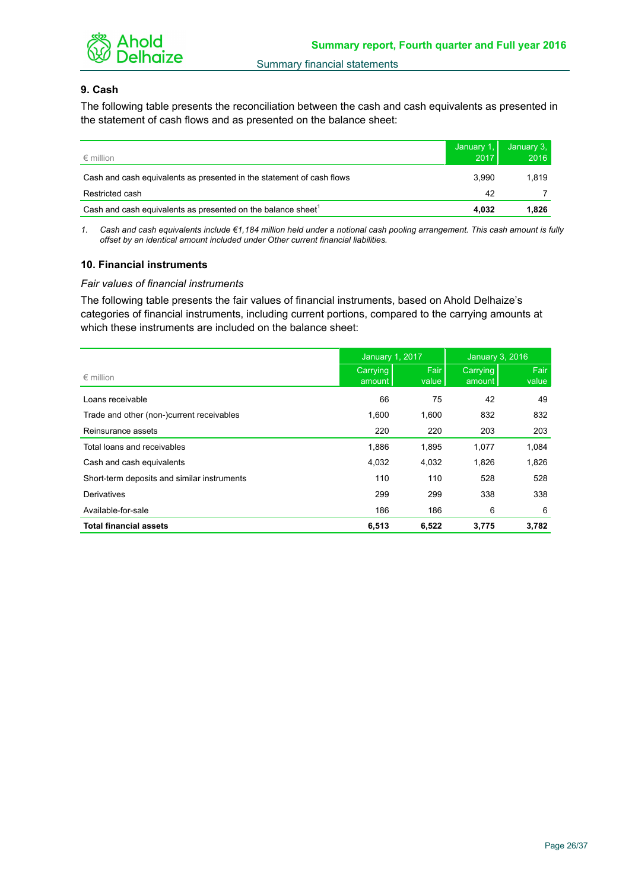## 9. Cash

The following table presents the reconciliation between the cash and cash equivalents as presented in the statement of cash flows and as presented on the balance sheet:

| € million | January 1, 2017 | January 3, 2016 |
|---|---|---|
| Cash and cash equivalents as presented in the statement of cash flows | 3,990 | 1,819 |
| Restricted cash | 42 | 7 |
| Cash and cash equivalents as presented on the balance sheet[1] | **4,032** | **1,826** |

1. *Cash and cash equivalents include €1,184 million held under a notional cash pooling arrangement. This cash amount is fully offset by an identical amount included under Other current financial liabilities.*

## 10. Financial instruments

*Fair values of financial instruments*

The following table presents the fair values of financial instruments, based on Ahold Delhaize's categories of financial instruments, including current portions, compared to the carrying amounts at which these instruments are included on the balance sheet:

| | January 1, 2017 | | January 3, 2016 | |
|---|---|---|---|---|
| € million | Carrying amount | Fair value | Carrying amount | Fair value |
| Loans receivable | 66 | 75 | 42 | 49 |
| Trade and other (non-)current receivables | 1,600 | 1,600 | 832 | 832 |
| Reinsurance assets | 220 | 220 | 203 | 203 |
| Total loans and receivables | 1,886 | 1,895 | 1,077 | 1,084 |
| Cash and cash equivalents | 4,032 | 4,032 | 1,826 | 1,826 |
| Short-term deposits and similar instruments | 110 | 110 | 528 | 528 |
| Derivatives | 299 | 299 | 338 | 338 |
| Available-for-sale | 186 | 186 | 6 | 6 |
| **Total financial assets** | **6,513** | **6,522** | **3,775** | **3,782** |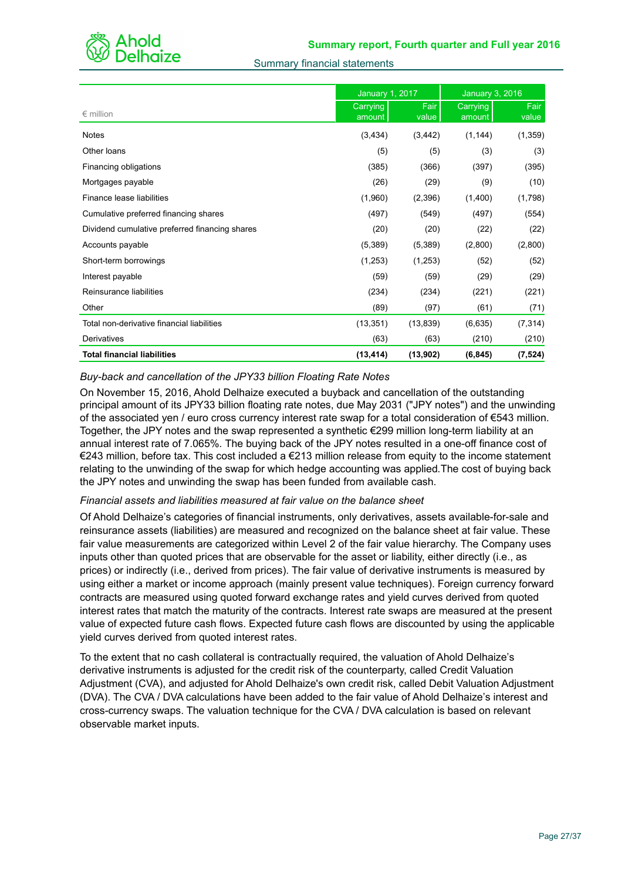| € million | January 1, 2017 | | January 3, 2016 | |
|---|---|---|---|---|
| | Carrying amount | Fair value | Carrying amount | Fair value |
| Notes | (3,434) | (3,442) | (1,144) | (1,359) |
| Other loans | (5) | (5) | (3) | (3) |
| Financing obligations | (385) | (366) | (397) | (395) |
| Mortgages payable | (26) | (29) | (9) | (10) |
| Finance lease liabilities | (1,960) | (2,396) | (1,400) | (1,798) |
| Cumulative preferred financing shares | (497) | (549) | (497) | (554) |
| Dividend cumulative preferred financing shares | (20) | (20) | (22) | (22) |
| Accounts payable | (5,389) | (5,389) | (2,800) | (2,800) |
| Short-term borrowings | (1,253) | (1,253) | (52) | (52) |
| Interest payable | (59) | (59) | (29) | (29) |
| Reinsurance liabilities | (234) | (234) | (221) | (221) |
| Other | (89) | (97) | (61) | (71) |
| Total non-derivative financial liabilities | (13,351) | (13,839) | (6,635) | (7,314) |
| Derivatives | (63) | (63) | (210) | (210) |
| **Total financial liabilities** | **(13,414)** | **(13,902)** | **(6,845)** | **(7,524)** |

*Buy-back and cancellation of the JPY33 billion Floating Rate Notes*

On November 15, 2016, Ahold Delhaize executed a buyback and cancellation of the outstanding principal amount of its JPY33 billion floating rate notes, due May 2031 ("JPY notes") and the unwinding of the associated yen / euro cross currency interest rate swap for a total consideration of €543 million. Together, the JPY notes and the swap represented a synthetic €299 million long-term liability at an annual interest rate of 7.065%. The buying back of the JPY notes resulted in a one-off finance cost of €243 million, before tax. This cost included a €213 million release from equity to the income statement relating to the unwinding of the swap for which hedge accounting was applied.The cost of buying back the JPY notes and unwinding the swap has been funded from available cash.

*Financial assets and liabilities measured at fair value on the balance sheet*

Of Ahold Delhaize's categories of financial instruments, only derivatives, assets available-for-sale and reinsurance assets (liabilities) are measured and recognized on the balance sheet at fair value. These fair value measurements are categorized within Level 2 of the fair value hierarchy. The Company uses inputs other than quoted prices that are observable for the asset or liability, either directly (i.e., as prices) or indirectly (i.e., derived from prices). The fair value of derivative instruments is measured by using either a market or income approach (mainly present value techniques). Foreign currency forward contracts are measured using quoted forward exchange rates and yield curves derived from quoted interest rates that match the maturity of the contracts. Interest rate swaps are measured at the present value of expected future cash flows. Expected future cash flows are discounted by using the applicable yield curves derived from quoted interest rates.

To the extent that no cash collateral is contractually required, the valuation of Ahold Delhaize's derivative instruments is adjusted for the credit risk of the counterparty, called Credit Valuation Adjustment (CVA), and adjusted for Ahold Delhaize's own credit risk, called Debit Valuation Adjustment (DVA). The CVA / DVA calculations have been added to the fair value of Ahold Delhaize's interest and cross-currency swaps. The valuation technique for the CVA / DVA calculation is based on relevant observable market inputs.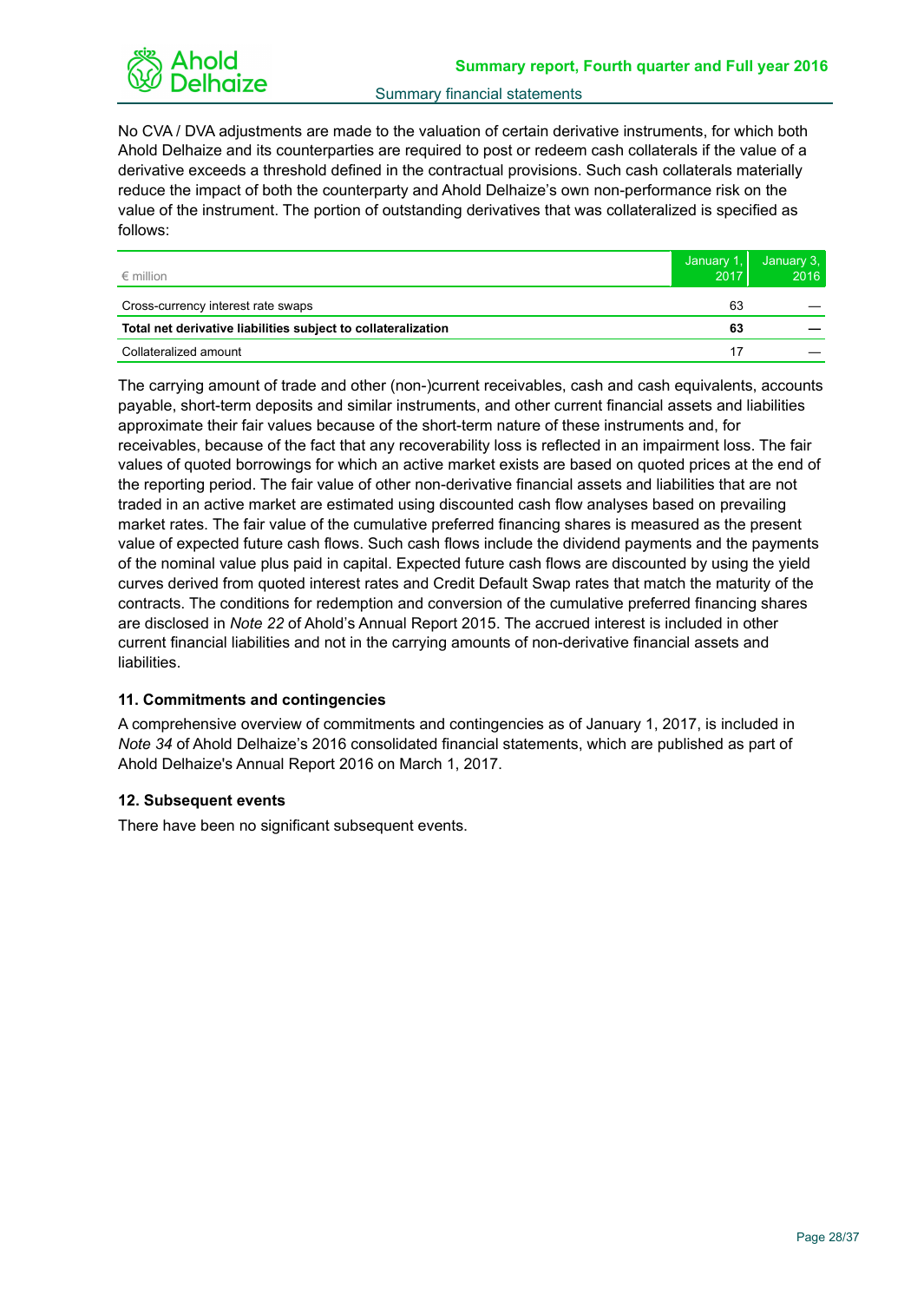No CVA / DVA adjustments are made to the valuation of certain derivative instruments, for which both Ahold Delhaize and its counterparties are required to post or redeem cash collaterals if the value of a derivative exceeds a threshold defined in the contractual provisions. Such cash collaterals materially reduce the impact of both the counterparty and Ahold Delhaize's own non-performance risk on the value of the instrument. The portion of outstanding derivatives that was collateralized is specified as follows:

| € million | January 1, 2017 | January 3, 2016 |
|---|---|---|
| Cross-currency interest rate swaps | 63 | — |
| **Total net derivative liabilities subject to collateralization** | **63** | **—** |
| Collateralized amount | 17 | — |

The carrying amount of trade and other (non-)current receivables, cash and cash equivalents, accounts payable, short-term deposits and similar instruments, and other current financial assets and liabilities approximate their fair values because of the short-term nature of these instruments and, for receivables, because of the fact that any recoverability loss is reflected in an impairment loss. The fair values of quoted borrowings for which an active market exists are based on quoted prices at the end of the reporting period. The fair value of other non-derivative financial assets and liabilities that are not traded in an active market are estimated using discounted cash flow analyses based on prevailing market rates. The fair value of the cumulative preferred financing shares is measured as the present value of expected future cash flows. Such cash flows include the dividend payments and the payments of the nominal value plus paid in capital. Expected future cash flows are discounted by using the yield curves derived from quoted interest rates and Credit Default Swap rates that match the maturity of the contracts. The conditions for redemption and conversion of the cumulative preferred financing shares are disclosed in *Note 22* of Ahold's Annual Report 2015. The accrued interest is included in other current financial liabilities and not in the carrying amounts of non-derivative financial assets and liabilities.

### 11. Commitments and contingencies

A comprehensive overview of commitments and contingencies as of January 1, 2017, is included in *Note 34* of Ahold Delhaize's 2016 consolidated financial statements, which are published as part of Ahold Delhaize's Annual Report 2016 on March 1, 2017.

### 12. Subsequent events

There have been no significant subsequent events.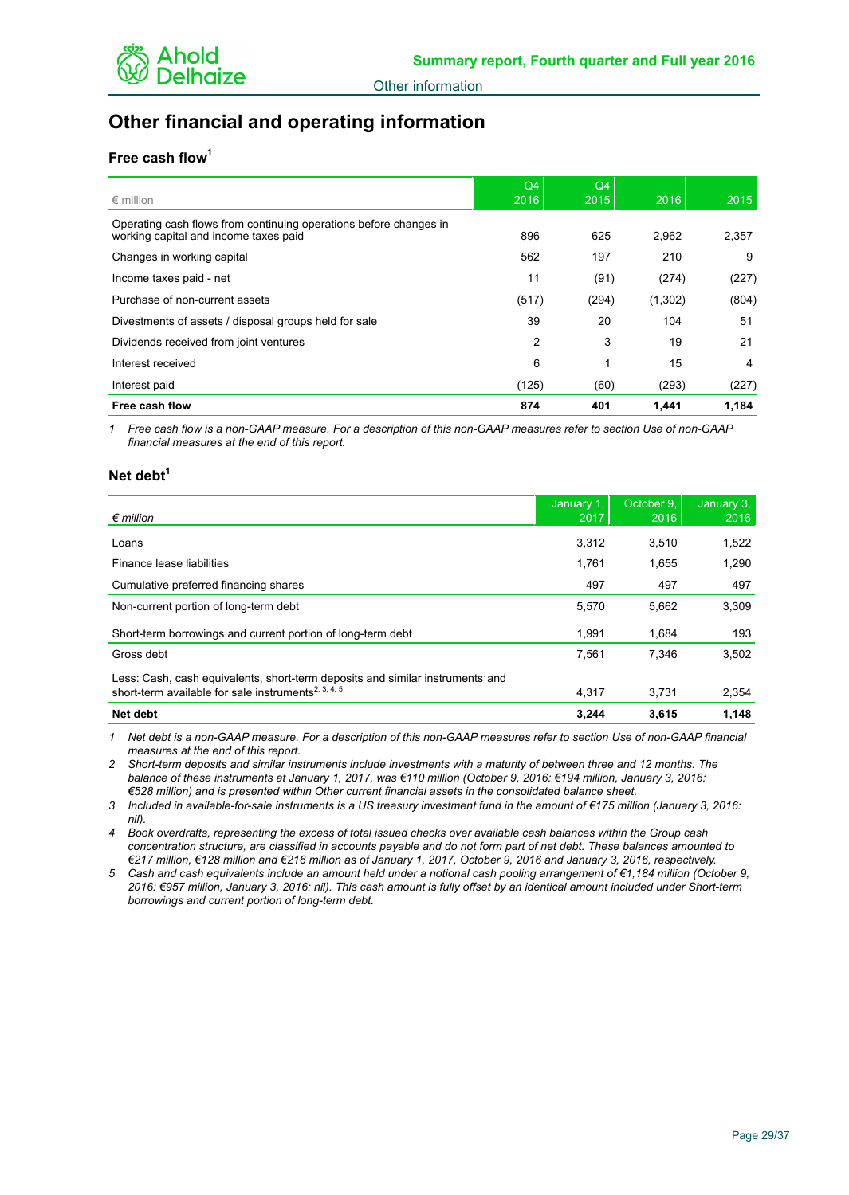# Other financial and operating information

## Free cash flow[1]

| € million | Q4 2016 | Q4 2015 | 2016 | 2015 |
|---|---|---|---|---|
| Operating cash flows from continuing operations before changes in working capital and income taxes paid | 896 | 625 | 2,962 | 2,357 |
| Changes in working capital | 562 | 197 | 210 | 9 |
| Income taxes paid - net | 11 | (91) | (274) | (227) |
| Purchase of non-current assets | (517) | (294) | (1,302) | (804) |
| Divestments of assets / disposal groups held for sale | 39 | 20 | 104 | 51 |
| Dividends received from joint ventures | 2 | 3 | 19 | 21 |
| Interest received | 6 | 1 | 15 | 4 |
| Interest paid | (125) | (60) | (293) | (227) |
| **Free cash flow** | **874** | **401** | **1,441** | **1,184** |

1 *Free cash flow is a non-GAAP measure. For a description of this non-GAAP measures refer to section Use of non-GAAP financial measures at the end of this report.*

## Net debt[1]

| *€ million* | January 1, 2017 | October 9, 2016 | January 3, 2016 |
|---|---|---|---|
| Loans | 3,312 | 3,510 | 1,522 |
| Finance lease liabilities | 1,761 | 1,655 | 1,290 |
| Cumulative preferred financing shares | 497 | 497 | 497 |
| Non-current portion of long-term debt | 5,570 | 5,662 | 3,309 |
| Short-term borrowings and current portion of long-term debt | 1,991 | 1,684 | 193 |
| Gross debt | 7,561 | 7,346 | 3,502 |
| Less: Cash, cash equivalents, short-term deposits and similar instruments and short-term available for sale instruments[2, 3, 4, 5] | 4,317 | 3,731 | 2,354 |
| **Net debt** | **3,244** | **3,615** | **1,148** |

1 *Net debt is a non-GAAP measure. For a description of this non-GAAP measures refer to section Use of non-GAAP financial measures at the end of this report.*

2 *Short-term deposits and similar instruments include investments with a maturity of between three and 12 months. The balance of these instruments at January 1, 2017, was €110 million (October 9, 2016: €194 million, January 3, 2016: €528 million) and is presented within Other current financial assets in the consolidated balance sheet.*

3 *Included in available-for-sale instruments is a US treasury investment fund in the amount of €175 million (January 3, 2016: nil).*

4 *Book overdrafts, representing the excess of total issued checks over available cash balances within the Group cash concentration structure, are classified in accounts payable and do not form part of net debt. These balances amounted to €217 million, €128 million and €216 million as of January 1, 2017, October 9, 2016 and January 3, 2016, respectively.*

5 *Cash and cash equivalents include an amount held under a notional cash pooling arrangement of €1,184 million (October 9, 2016: €957 million, January 3, 2016: nil). This cash amount is fully offset by an identical amount included under Short-term borrowings and current portion of long-term debt.*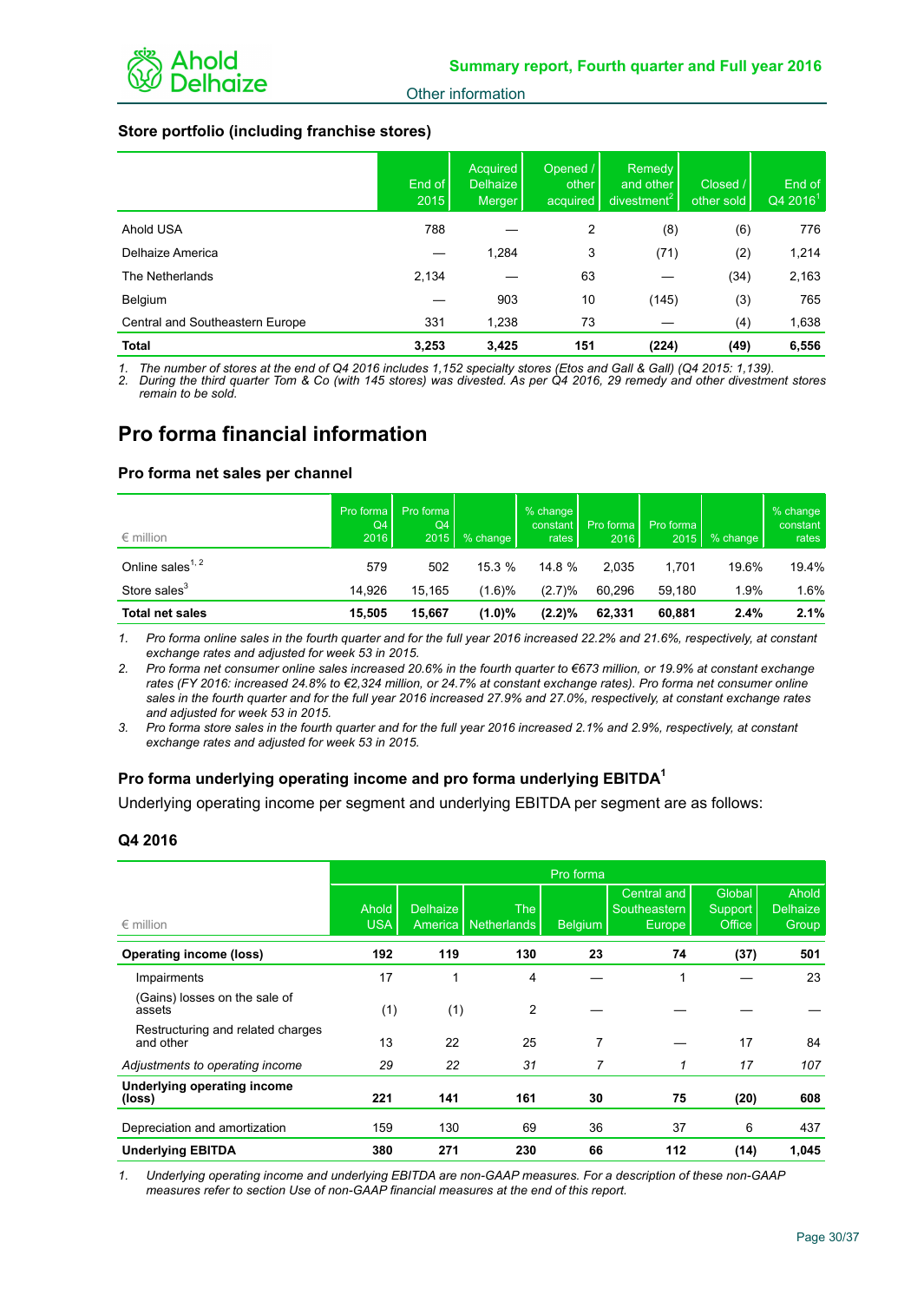## Other information

### Store portfolio (including franchise stores)

|  | End of 2015 | Acquired Delhaize Merger | Opened / other acquired | Remedy and other divestment[2] | Closed / other sold | End of Q4 2016[1] |
|---|---|---|---|---|---|---|
| Ahold USA | 788 | — | 2 | (8) | (6) | 776 |
| Delhaize America | — | 1,284 | 3 | (71) | (2) | 1,214 |
| The Netherlands | 2,134 | — | 63 | — | (34) | 2,163 |
| Belgium | — | 903 | 10 | (145) | (3) | 765 |
| Central and Southeastern Europe | 331 | 1,238 | 73 | — | (4) | 1,638 |
| **Total** | **3,253** | **3,425** | **151** | **(224)** | **(49)** | **6,556** |

1. *The number of stores at the end of Q4 2016 includes 1,152 specialty stores (Etos and Gall & Gall) (Q4 2015: 1,139).*
2. *During the third quarter Tom & Co (with 145 stores) was divested. As per Q4 2016, 29 remedy and other divestment stores remain to be sold.*

# Pro forma financial information

### Pro forma net sales per channel

| € million | Pro forma Q4 2016 | Pro forma Q4 2015 | % change | % change constant rates | Pro forma 2016 | Pro forma 2015 | % change | % change constant rates |
|---|---|---|---|---|---|---|---|---|
| Online sales[1, 2] | 579 | 502 | 15.3 % | 14.8 % | 2,035 | 1,701 | 19.6% | 19.4% |
| Store sales[3] | 14,926 | 15,165 | (1.6)% | (2.7)% | 60,296 | 59,180 | 1.9% | 1.6% |
| **Total net sales** | **15,505** | **15,667** | **(1.0)%** | **(2.2)%** | **62,331** | **60,881** | **2.4%** | **2.1%** |

1. *Pro forma online sales in the fourth quarter and for the full year 2016 increased 22.2% and 21.6%, respectively, at constant exchange rates and adjusted for week 53 in 2015.*
2. *Pro forma net consumer online sales increased 20.6% in the fourth quarter to €673 million, or 19.9% at constant exchange rates (FY 2016: increased 24.8% to €2,324 million, or 24.7% at constant exchange rates). Pro forma net consumer online sales in the fourth quarter and for the full year 2016 increased 27.9% and 27.0%, respectively, at constant exchange rates and adjusted for week 53 in 2015.*
3. *Pro forma store sales in the fourth quarter and for the full year 2016 increased 2.1% and 2.9%, respectively, at constant exchange rates and adjusted for week 53 in 2015.*

### Pro forma underlying operating income and pro forma underlying EBITDA[1]

Underlying operating income per segment and underlying EBITDA per segment are as follows:

### Q4 2016

|  | Pro forma | | | | | | |
|---|---|---|---|---|---|---|---|
| € million | Ahold USA | Delhaize America | The Netherlands | Belgium | Central and Southeastern Europe | Global Support Office | Ahold Delhaize Group |
| **Operating income (loss)** | **192** | **119** | **130** | **23** | **74** | **(37)** | **501** |
| Impairments | 17 | 1 | 4 | — | 1 | — | 23 |
| (Gains) losses on the sale of assets | (1) | (1) | 2 | — | — | — | — |
| Restructuring and related charges and other | 13 | 22 | 25 | 7 | — | 17 | 84 |
| *Adjustments to operating income* | *29* | *22* | *31* | *7* | *1* | *17* | *107* |
| **Underlying operating income (loss)** | **221** | **141** | **161** | **30** | **75** | **(20)** | **608** |
| Depreciation and amortization | 159 | 130 | 69 | 36 | 37 | 6 | 437 |
| **Underlying EBITDA** | **380** | **271** | **230** | **66** | **112** | **(14)** | **1,045** |

1. *Underlying operating income and underlying EBITDA are non-GAAP measures. For a description of these non-GAAP measures refer to section Use of non-GAAP financial measures at the end of this report.*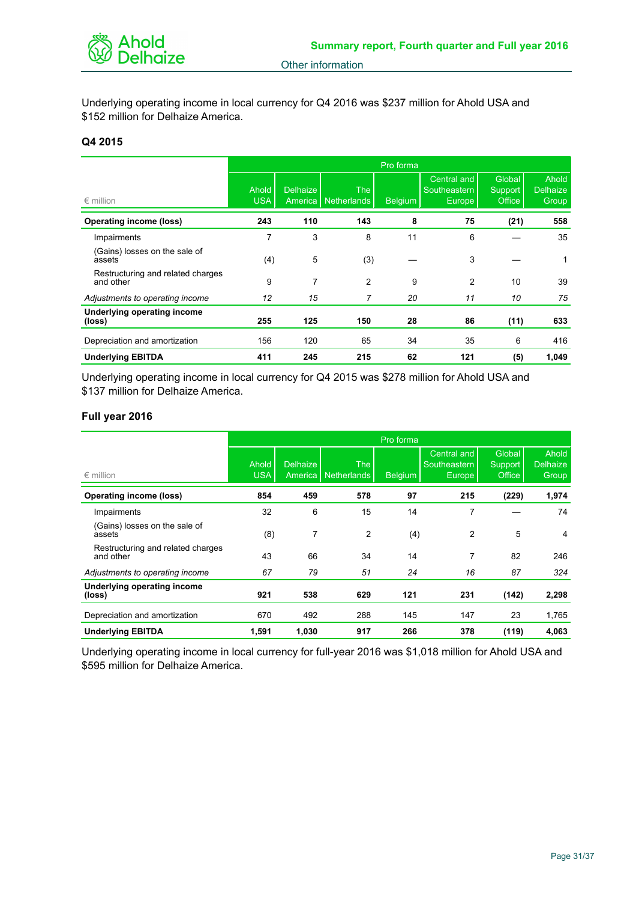Underlying operating income in local currency for Q4 2016 was $237 million for Ahold USA and $152 million for Delhaize America.

### Q4 2015

| | Pro forma | | | | | | |
|---|---|---|---|---|---|---|---|
| € million | Ahold USA | Delhaize America | The Netherlands | Belgium | Central and Southeastern Europe | Global Support Office | Ahold Delhaize Group |
| **Operating income (loss)** | **243** | **110** | **143** | **8** | **75** | **(21)** | **558** |
| Impairments | 7 | 3 | 8 | 11 | 6 | — | 35 |
| (Gains) losses on the sale of assets | (4) | 5 | (3) | — | 3 | — | 1 |
| Restructuring and related charges and other | 9 | 7 | 2 | 9 | 2 | 10 | 39 |
| *Adjustments to operating income* | *12* | *15* | *7* | *20* | *11* | *10* | *75* |
| **Underlying operating income (loss)** | **255** | **125** | **150** | **28** | **86** | **(11)** | **633** |
| Depreciation and amortization | 156 | 120 | 65 | 34 | 35 | 6 | 416 |
| **Underlying EBITDA** | **411** | **245** | **215** | **62** | **121** | **(5)** | **1,049** |

Underlying operating income in local currency for Q4 2015 was $278 million for Ahold USA and $137 million for Delhaize America.

### Full year 2016

| | Pro forma | | | | | | |
|---|---|---|---|---|---|---|---|
| € million | Ahold USA | Delhaize America | The Netherlands | Belgium | Central and Southeastern Europe | Global Support Office | Ahold Delhaize Group |
| **Operating income (loss)** | **854** | **459** | **578** | **97** | **215** | **(229)** | **1,974** |
| Impairments | 32 | 6 | 15 | 14 | 7 | — | 74 |
| (Gains) losses on the sale of assets | (8) | 7 | 2 | (4) | 2 | 5 | 4 |
| Restructuring and related charges and other | 43 | 66 | 34 | 14 | 7 | 82 | 246 |
| *Adjustments to operating income* | *67* | *79* | *51* | *24* | *16* | *87* | *324* |
| **Underlying operating income (loss)** | **921** | **538** | **629** | **121** | **231** | **(142)** | **2,298** |
| Depreciation and amortization | 670 | 492 | 288 | 145 | 147 | 23 | 1,765 |
| **Underlying EBITDA** | **1,591** | **1,030** | **917** | **266** | **378** | **(119)** | **4,063** |

Underlying operating income in local currency for full-year 2016 was $1,018 million for Ahold USA and $595 million for Delhaize America.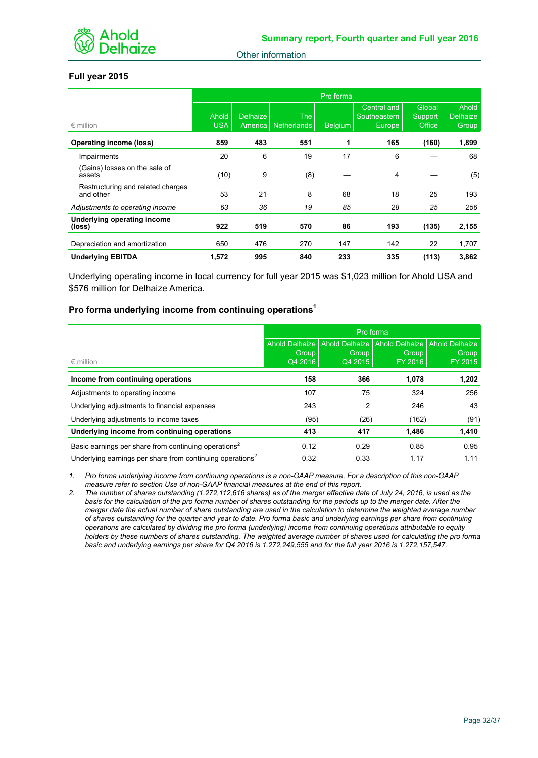## Full year 2015

| € million | Pro forma | | | | | | |
|---|---|---|---|---|---|---|---|
| | Ahold USA | Delhaize America | The Netherlands | Belgium | Central and Southeastern Europe | Global Support Office | Ahold Delhaize Group |
| **Operating income (loss)** | **859** | **483** | **551** | **1** | **165** | **(160)** | **1,899** |
| Impairments | 20 | 6 | 19 | 17 | 6 | — | 68 |
| (Gains) losses on the sale of assets | (10) | 9 | (8) | — | 4 | — | (5) |
| Restructuring and related charges and other | 53 | 21 | 8 | 68 | 18 | 25 | 193 |
| *Adjustments to operating income* | *63* | *36* | *19* | *85* | *28* | *25* | *256* |
| **Underlying operating income (loss)** | **922** | **519** | **570** | **86** | **193** | **(135)** | **2,155** |
| Depreciation and amortization | 650 | 476 | 270 | 147 | 142 | 22 | 1,707 |
| **Underlying EBITDA** | **1,572** | **995** | **840** | **233** | **335** | **(113)** | **3,862** |

Underlying operating income in local currency for full year 2015 was $1,023 million for Ahold USA and $576 million for Delhaize America.

## Pro forma underlying income from continuing operations[1]

| € million | Pro forma | | | |
|---|---|---|---|---|
| | Ahold Delhaize Group Q4 2016 | Ahold Delhaize Group Q4 2015 | Ahold Delhaize Group FY 2016 | Ahold Delhaize Group FY 2015 |
| **Income from continuing operations** | **158** | **366** | **1,078** | **1,202** |
| Adjustments to operating income | 107 | 75 | 324 | 256 |
| Underlying adjustments to financial expenses | 243 | 2 | 246 | 43 |
| Underlying adjustments to income taxes | (95) | (26) | (162) | (91) |
| **Underlying income from continuing operations** | **413** | **417** | **1,486** | **1,410** |
| Basic earnings per share from continuing operations[2] | 0.12 | 0.29 | 0.85 | 0.95 |
| Underlying earnings per share from continuing operations[2] | 0.32 | 0.33 | 1.17 | 1.11 |

1. *Pro forma underlying income from continuing operations is a non-GAAP measure. For a description of this non-GAAP measure refer to section Use of non-GAAP financial measures at the end of this report.*
2. *The number of shares outstanding (1,272,112,616 shares) as of the merger effective date of July 24, 2016, is used as the basis for the calculation of the pro forma number of shares outstanding for the periods up to the merger date. After the merger date the actual number of share outstanding are used in the calculation to determine the weighted average number of shares outstanding for the quarter and year to date. Pro forma basic and underlying earnings per share from continuing operations are calculated by dividing the pro forma (underlying) income from continuing operations attributable to equity holders by these numbers of shares outstanding. The weighted average number of shares used for calculating the pro forma basic and underlying earnings per share for Q4 2016 is 1,272,249,555 and for the full year 2016 is 1,272,157,547.*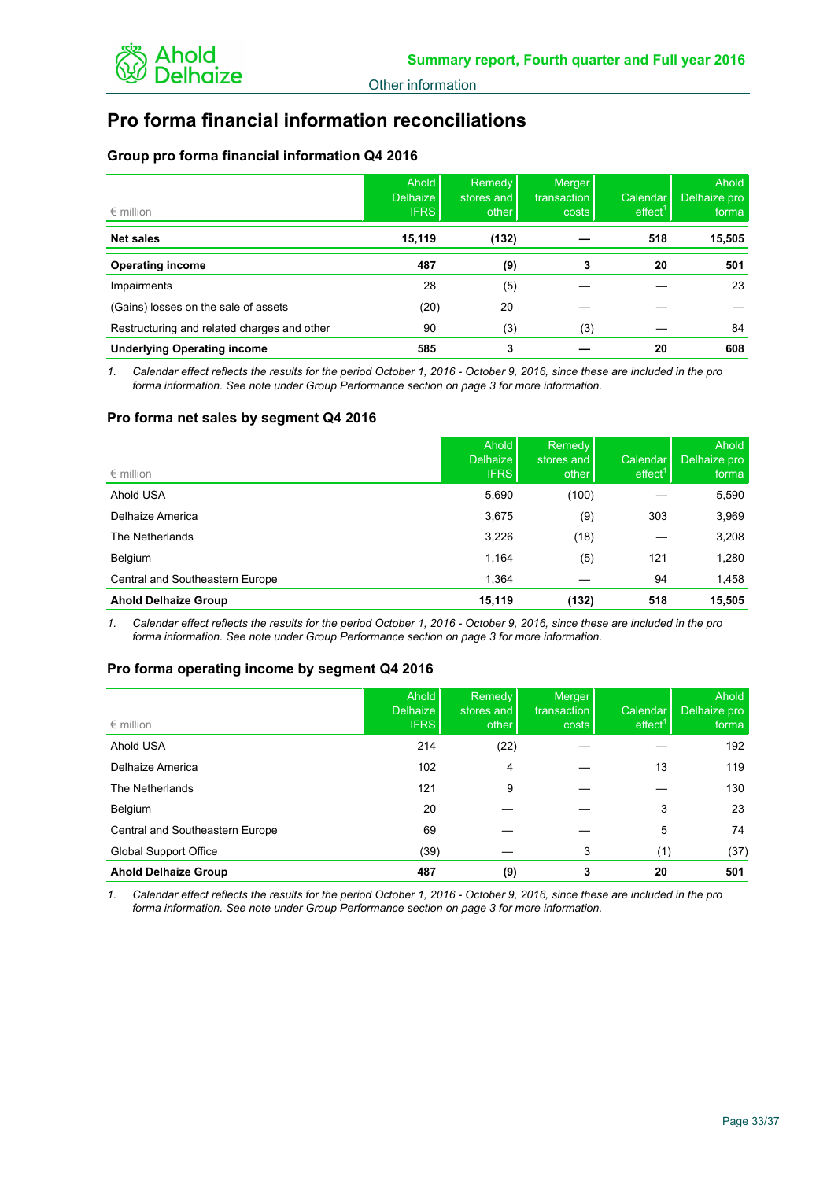# Pro forma financial information reconciliations

## Group pro forma financial information Q4 2016

| € million | Ahold Delhaize IFRS | Remedy stores and other | Merger transaction costs | Calendar effect[1] | Ahold Delhaize pro forma |
|---|---|---|---|---|---|
| **Net sales** | **15,119** | **(132)** | **—** | **518** | **15,505** |
| **Operating income** | **487** | **(9)** | **3** | **20** | **501** |
| Impairments | 28 | (5) | — | — | 23 |
| (Gains) losses on the sale of assets | (20) | 20 | — | — | — |
| Restructuring and related charges and other | 90 | (3) | (3) | — | 84 |
| **Underlying Operating income** | **585** | **3** | **—** | **20** | **608** |

1. *Calendar effect reflects the results for the period October 1, 2016 - October 9, 2016, since these are included in the pro forma information. See note under Group Performance section on page 3 for more information.*

## Pro forma net sales by segment Q4 2016

| € million | Ahold Delhaize IFRS | Remedy stores and other | Calendar effect[1] | Ahold Delhaize pro forma |
|---|---|---|---|---|
| Ahold USA | 5,690 | (100) | — | 5,590 |
| Delhaize America | 3,675 | (9) | 303 | 3,969 |
| The Netherlands | 3,226 | (18) | — | 3,208 |
| Belgium | 1,164 | (5) | 121 | 1,280 |
| Central and Southeastern Europe | 1,364 | — | 94 | 1,458 |
| **Ahold Delhaize Group** | **15,119** | **(132)** | **518** | **15,505** |

1. *Calendar effect reflects the results for the period October 1, 2016 - October 9, 2016, since these are included in the pro forma information. See note under Group Performance section on page 3 for more information.*

## Pro forma operating income by segment Q4 2016

| € million | Ahold Delhaize IFRS | Remedy stores and other | Merger transaction costs | Calendar effect[1] | Ahold Delhaize pro forma |
|---|---|---|---|---|---|
| Ahold USA | 214 | (22) | — | — | 192 |
| Delhaize America | 102 | 4 | — | 13 | 119 |
| The Netherlands | 121 | 9 | — | — | 130 |
| Belgium | 20 | — | — | 3 | 23 |
| Central and Southeastern Europe | 69 | — | — | 5 | 74 |
| Global Support Office | (39) | — | 3 | (1) | (37) |
| **Ahold Delhaize Group** | **487** | **(9)** | **3** | **20** | **501** |

1. *Calendar effect reflects the results for the period October 1, 2016 - October 9, 2016, since these are included in the pro forma information. See note under Group Performance section on page 3 for more information.*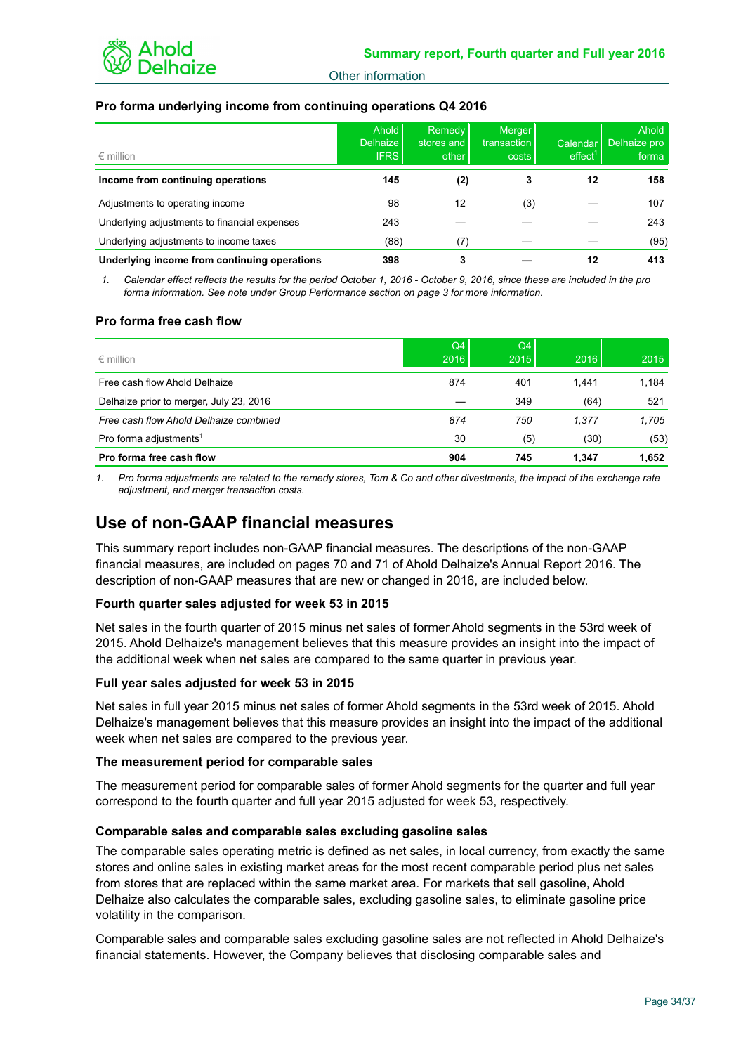### Pro forma underlying income from continuing operations Q4 2016

| € million | Ahold Delhaize IFRS | Remedy stores and other | Merger transaction costs | Calendar effect[1] | Ahold Delhaize pro forma |
|---|---|---|---|---|---|
| **Income from continuing operations** | **145** | **(2)** | **3** | **12** | **158** |
| Adjustments to operating income | 98 | 12 | (3) | — | 107 |
| Underlying adjustments to financial expenses | 243 | — | — | — | 243 |
| Underlying adjustments to income taxes | (88) | (7) | — | — | (95) |
| **Underlying income from continuing operations** | **398** | **3** | **—** | **12** | **413** |

1. *Calendar effect reflects the results for the period October 1, 2016 - October 9, 2016, since these are included in the pro forma information. See note under Group Performance section on page 3 for more information.*

### Pro forma free cash flow

| € million | Q4 2016 | Q4 2015 | 2016 | 2015 |
|---|---|---|---|---|
| Free cash flow Ahold Delhaize | 874 | 401 | 1,441 | 1,184 |
| Delhaize prior to merger, July 23, 2016 | — | 349 | (64) | 521 |
| *Free cash flow Ahold Delhaize combined* | *874* | *750* | *1,377* | *1,705* |
| Pro forma adjustments[1] | 30 | (5) | (30) | (53) |
| **Pro forma free cash flow** | **904** | **745** | **1,347** | **1,652** |

1. *Pro forma adjustments are related to the remedy stores, Tom & Co and other divestments, the impact of the exchange rate adjustment, and merger transaction costs.*

## Use of non-GAAP financial measures

This summary report includes non-GAAP financial measures. The descriptions of the non-GAAP financial measures, are included on pages 70 and 71 of Ahold Delhaize's Annual Report 2016. The description of non-GAAP measures that are new or changed in 2016, are included below.

### Fourth quarter sales adjusted for week 53 in 2015

Net sales in the fourth quarter of 2015 minus net sales of former Ahold segments in the 53rd week of 2015. Ahold Delhaize's management believes that this measure provides an insight into the impact of the additional week when net sales are compared to the same quarter in previous year.

### Full year sales adjusted for week 53 in 2015

Net sales in full year 2015 minus net sales of former Ahold segments in the 53rd week of 2015. Ahold Delhaize's management believes that this measure provides an insight into the impact of the additional week when net sales are compared to the previous year.

### The measurement period for comparable sales

The measurement period for comparable sales of former Ahold segments for the quarter and full year correspond to the fourth quarter and full year 2015 adjusted for week 53, respectively.

### Comparable sales and comparable sales excluding gasoline sales

The comparable sales operating metric is defined as net sales, in local currency, from exactly the same stores and online sales in existing market areas for the most recent comparable period plus net sales from stores that are replaced within the same market area. For markets that sell gasoline, Ahold Delhaize also calculates the comparable sales, excluding gasoline sales, to eliminate gasoline price volatility in the comparison.

Comparable sales and comparable sales excluding gasoline sales are not reflected in Ahold Delhaize's financial statements. However, the Company believes that disclosing comparable sales and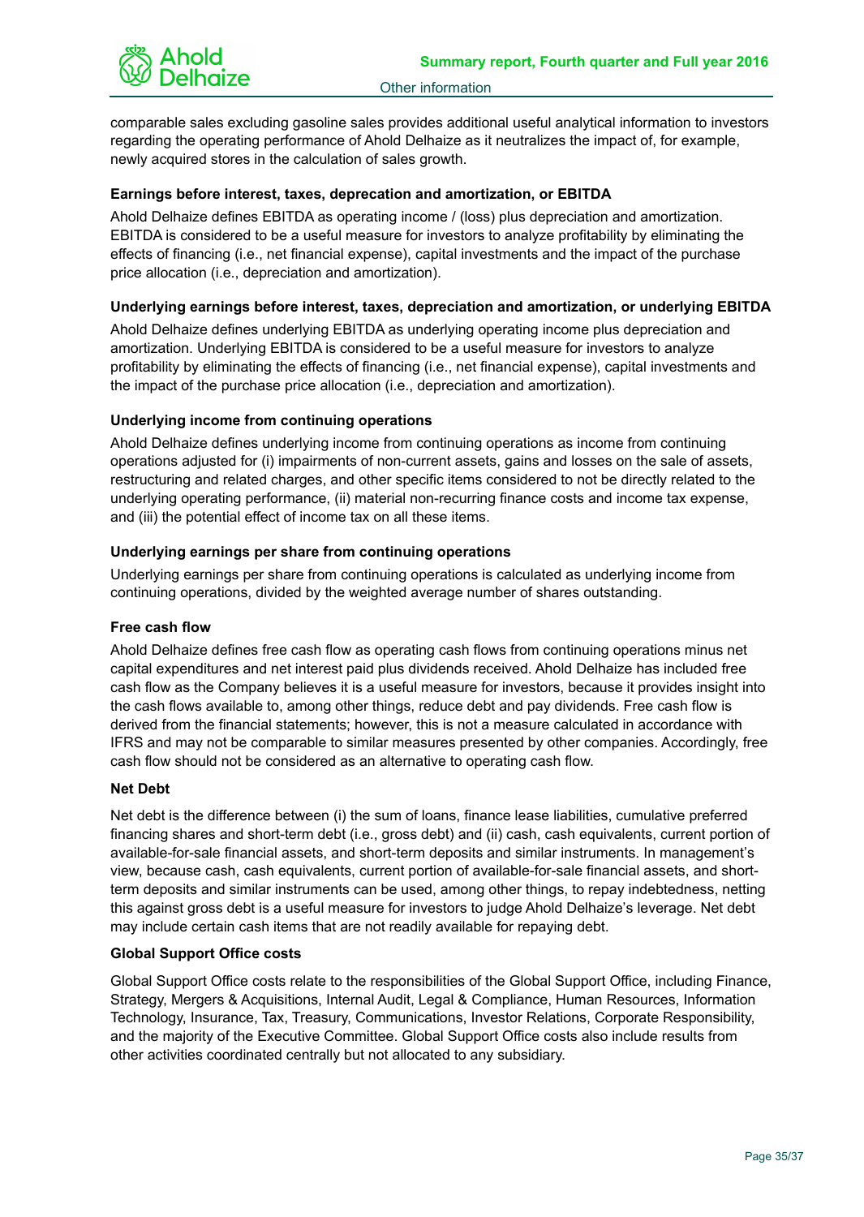comparable sales excluding gasoline sales provides additional useful analytical information to investors regarding the operating performance of Ahold Delhaize as it neutralizes the impact of, for example, newly acquired stores in the calculation of sales growth.

### Earnings before interest, taxes, deprecation and amortization, or EBITDA

Ahold Delhaize defines EBITDA as operating income / (loss) plus depreciation and amortization. EBITDA is considered to be a useful measure for investors to analyze profitability by eliminating the effects of financing (i.e., net financial expense), capital investments and the impact of the purchase price allocation (i.e., depreciation and amortization).

### Underlying earnings before interest, taxes, depreciation and amortization, or underlying EBITDA

Ahold Delhaize defines underlying EBITDA as underlying operating income plus depreciation and amortization. Underlying EBITDA is considered to be a useful measure for investors to analyze profitability by eliminating the effects of financing (i.e., net financial expense), capital investments and the impact of the purchase price allocation (i.e., depreciation and amortization).

### Underlying income from continuing operations

Ahold Delhaize defines underlying income from continuing operations as income from continuing operations adjusted for (i) impairments of non-current assets, gains and losses on the sale of assets, restructuring and related charges, and other specific items considered to not be directly related to the underlying operating performance, (ii) material non-recurring finance costs and income tax expense, and (iii) the potential effect of income tax on all these items.

### Underlying earnings per share from continuing operations

Underlying earnings per share from continuing operations is calculated as underlying income from continuing operations, divided by the weighted average number of shares outstanding.

### Free cash flow

Ahold Delhaize defines free cash flow as operating cash flows from continuing operations minus net capital expenditures and net interest paid plus dividends received. Ahold Delhaize has included free cash flow as the Company believes it is a useful measure for investors, because it provides insight into the cash flows available to, among other things, reduce debt and pay dividends. Free cash flow is derived from the financial statements; however, this is not a measure calculated in accordance with IFRS and may not be comparable to similar measures presented by other companies. Accordingly, free cash flow should not be considered as an alternative to operating cash flow.

### Net Debt

Net debt is the difference between (i) the sum of loans, finance lease liabilities, cumulative preferred financing shares and short-term debt (i.e., gross debt) and (ii) cash, cash equivalents, current portion of available-for-sale financial assets, and short-term deposits and similar instruments. In management's view, because cash, cash equivalents, current portion of available-for-sale financial assets, and short-term deposits and similar instruments can be used, among other things, to repay indebtedness, netting this against gross debt is a useful measure for investors to judge Ahold Delhaize's leverage. Net debt may include certain cash items that are not readily available for repaying debt.

### Global Support Office costs

Global Support Office costs relate to the responsibilities of the Global Support Office, including Finance, Strategy, Mergers & Acquisitions, Internal Audit, Legal & Compliance, Human Resources, Information Technology, Insurance, Tax, Treasury, Communications, Investor Relations, Corporate Responsibility, and the majority of the Executive Committee. Global Support Office costs also include results from other activities coordinated centrally but not allocated to any subsidiary.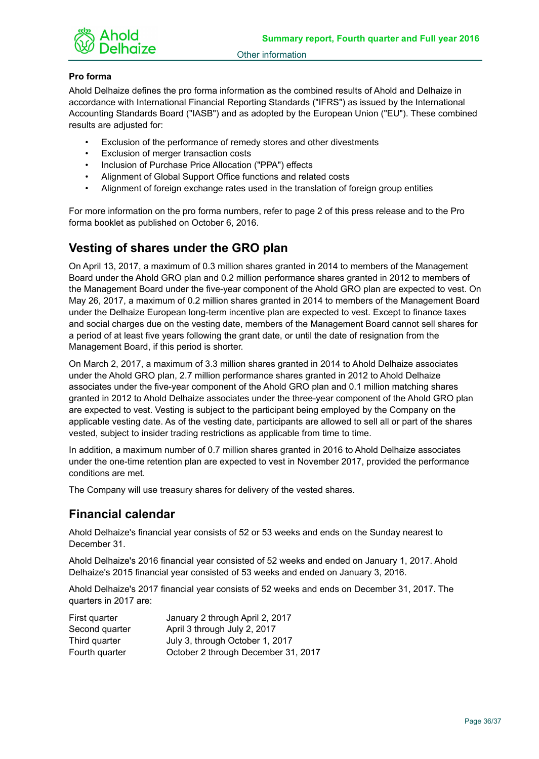**Pro forma**

Ahold Delhaize defines the pro forma information as the combined results of Ahold and Delhaize in accordance with International Financial Reporting Standards ("IFRS") as issued by the International Accounting Standards Board ("IASB") and as adopted by the European Union ("EU"). These combined results are adjusted for:

- Exclusion of the performance of remedy stores and other divestments
- Exclusion of merger transaction costs
- Inclusion of Purchase Price Allocation ("PPA") effects
- Alignment of Global Support Office functions and related costs
- Alignment of foreign exchange rates used in the translation of foreign group entities

For more information on the pro forma numbers, refer to page 2 of this press release and to the Pro forma booklet as published on October 6, 2016.

## Vesting of shares under the GRO plan

On April 13, 2017, a maximum of 0.3 million shares granted in 2014 to members of the Management Board under the Ahold GRO plan and 0.2 million performance shares granted in 2012 to members of the Management Board under the five-year component of the Ahold GRO plan are expected to vest. On May 26, 2017, a maximum of 0.2 million shares granted in 2014 to members of the Management Board under the Delhaize European long-term incentive plan are expected to vest. Except to finance taxes and social charges due on the vesting date, members of the Management Board cannot sell shares for a period of at least five years following the grant date, or until the date of resignation from the Management Board, if this period is shorter.

On March 2, 2017, a maximum of 3.3 million shares granted in 2014 to Ahold Delhaize associates under the Ahold GRO plan, 2.7 million performance shares granted in 2012 to Ahold Delhaize associates under the five-year component of the Ahold GRO plan and 0.1 million matching shares granted in 2012 to Ahold Delhaize associates under the three-year component of the Ahold GRO plan are expected to vest. Vesting is subject to the participant being employed by the Company on the applicable vesting date. As of the vesting date, participants are allowed to sell all or part of the shares vested, subject to insider trading restrictions as applicable from time to time.

In addition, a maximum number of 0.7 million shares granted in 2016 to Ahold Delhaize associates under the one-time retention plan are expected to vest in November 2017, provided the performance conditions are met.

The Company will use treasury shares for delivery of the vested shares.

## Financial calendar

Ahold Delhaize's financial year consists of 52 or 53 weeks and ends on the Sunday nearest to December 31.

Ahold Delhaize's 2016 financial year consisted of 52 weeks and ended on January 1, 2017. Ahold Delhaize's 2015 financial year consisted of 53 weeks and ended on January 3, 2016.

Ahold Delhaize's 2017 financial year consists of 52 weeks and ends on December 31, 2017. The quarters in 2017 are:

| | |
|---|---|
| First quarter | January 2 through April 2, 2017 |
| Second quarter | April 3 through July 2, 2017 |
| Third quarter | July 3, through October 1, 2017 |
| Fourth quarter | October 2 through December 31, 2017 |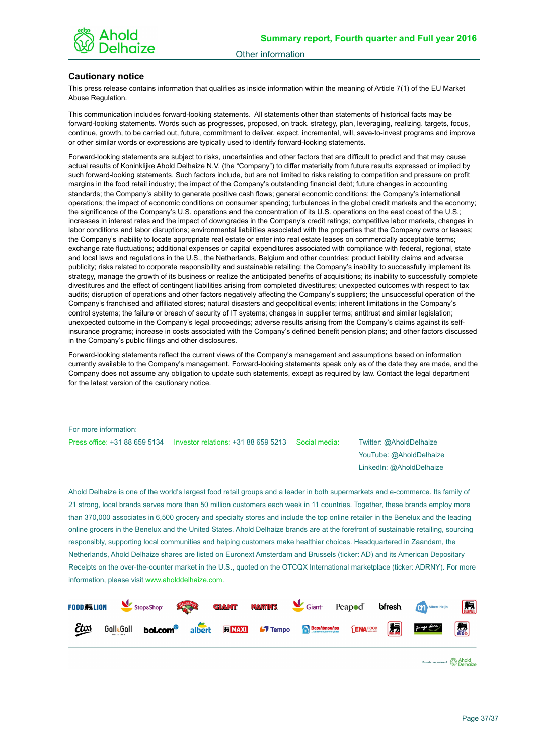## Cautionary notice

This press release contains information that qualifies as inside information within the meaning of Article 7(1) of the EU Market Abuse Regulation.

This communication includes forward-looking statements. All statements other than statements of historical facts may be forward-looking statements. Words such as progresses, proposed, on track, strategy, plan, leveraging, realizing, targets, focus, continue, growth, to be carried out, future, commitment to deliver, expect, incremental, will, save-to-invest programs and improve or other similar words or expressions are typically used to identify forward-looking statements.

Forward-looking statements are subject to risks, uncertainties and other factors that are difficult to predict and that may cause actual results of Koninklijke Ahold Delhaize N.V. (the "Company") to differ materially from future results expressed or implied by such forward-looking statements. Such factors include, but are not limited to risks relating to competition and pressure on profit margins in the food retail industry; the impact of the Company's outstanding financial debt; future changes in accounting standards; the Company's ability to generate positive cash flows; general economic conditions; the Company's international operations; the impact of economic conditions on consumer spending; turbulences in the global credit markets and the economy; the significance of the Company's U.S. operations and the concentration of its U.S. operations on the east coast of the U.S.; increases in interest rates and the impact of downgrades in the Company's credit ratings; competitive labor markets, changes in labor conditions and labor disruptions; environmental liabilities associated with the properties that the Company owns or leases; the Company's inability to locate appropriate real estate or enter into real estate leases on commercially acceptable terms; exchange rate fluctuations; additional expenses or capital expenditures associated with compliance with federal, regional, state and local laws and regulations in the U.S., the Netherlands, Belgium and other countries; product liability claims and adverse publicity; risks related to corporate responsibility and sustainable retailing; the Company's inability to successfully implement its strategy, manage the growth of its business or realize the anticipated benefits of acquisitions; its inability to successfully complete divestitures and the effect of contingent liabilities arising from completed divestitures; unexpected outcomes with respect to tax audits; disruption of operations and other factors negatively affecting the Company's suppliers; the unsuccessful operation of the Company's franchised and affiliated stores; natural disasters and geopolitical events; inherent limitations in the Company's control systems; the failure or breach of security of IT systems; changes in supplier terms; antitrust and similar legislation; unexpected outcome in the Company's legal proceedings; adverse results arising from the Company's claims against its self-insurance programs; increase in costs associated with the Company's defined benefit pension plans; and other factors discussed in the Company's public filings and other disclosures.

Forward-looking statements reflect the current views of the Company's management and assumptions based on information currently available to the Company's management. Forward-looking statements speak only as of the date they are made, and the Company does not assume any obligation to update such statements, except as required by law. Contact the legal department for the latest version of the cautionary notice.

For more information:

Press office: +31 88 659 5134 Investor relations: +31 88 659 5213 Social media: Twitter: @AholdDelhaize

YouTube: @AholdDelhaize

LinkedIn: @AholdDelhaize

Ahold Delhaize is one of the world's largest food retail groups and a leader in both supermarkets and e-commerce. Its family of 21 strong, local brands serves more than 50 million customers each week in 11 countries. Together, these brands employ more than 370,000 associates in 6,500 grocery and specialty stores and include the top online retailer in the Benelux and the leading online grocers in the Benelux and the United States. Ahold Delhaize brands are at the forefront of sustainable retailing, sourcing responsibly, supporting local communities and helping customers make healthier choices. Headquartered in Zaandam, the Netherlands, Ahold Delhaize shares are listed on Euronext Amsterdam and Brussels (ticker: AD) and its American Depositary Receipts on the over-the-counter market in the U.S., quoted on the OTCQX International marketplace (ticker: ADRNY). For more information, please visit www.aholddelhaize.com.